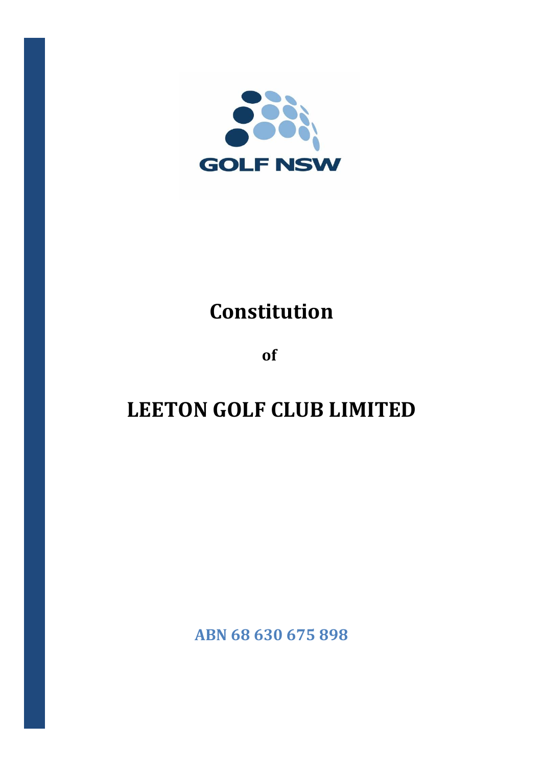GOLF NSW

# Constitution

**of**

# LEETON GOLF CLUB LIMITED

**ABN 68 630 675 898**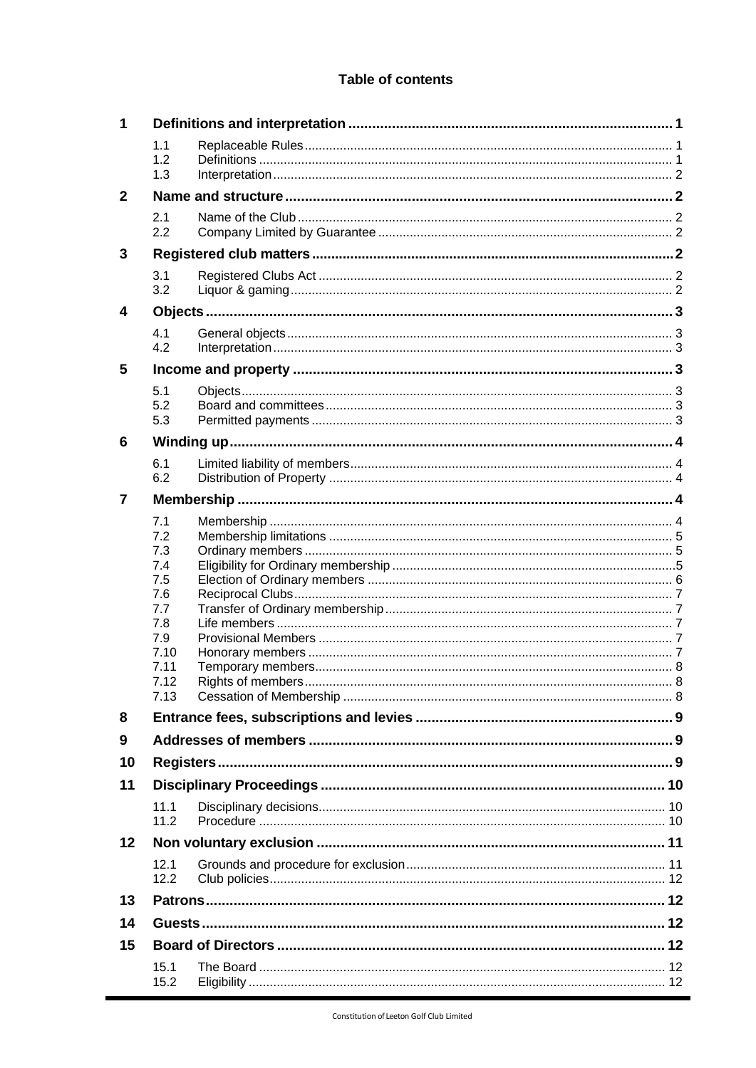# Table of contents

| | | | |
|---|---|---|---|
| **1** | **Definitions and interpretation** | | **1** |
| | 1.1 | Replaceable Rules | 1 |
| | 1.2 | Definitions | 1 |
| | 1.3 | Interpretation | 2 |
| **2** | **Name and structure** | | **2** |
| | 2.1 | Name of the Club | 2 |
| | 2.2 | Company Limited by Guarantee | 2 |
| **3** | **Registered club matters** | | **2** |
| | 3.1 | Registered Clubs Act | 2 |
| | 3.2 | Liquor & gaming | 2 |
| **4** | **Objects** | | **3** |
| | 4.1 | General objects | 3 |
| | 4.2 | Interpretation | 3 |
| **5** | **Income and property** | | **3** |
| | 5.1 | Objects | 3 |
| | 5.2 | Board and committees | 3 |
| | 5.3 | Permitted payments | 3 |
| **6** | **Winding up** | | **4** |
| | 6.1 | Limited liability of members | 4 |
| | 6.2 | Distribution of Property | 4 |
| **7** | **Membership** | | **4** |
| | 7.1 | Membership | 4 |
| | 7.2 | Membership limitations | 5 |
| | 7.3 | Ordinary members | 5 |
| | 7.4 | Eligibility for Ordinary membership | 5 |
| | 7.5 | Election of Ordinary members | 6 |
| | 7.6 | Reciprocal Clubs | 7 |
| | 7.7 | Transfer of Ordinary membership | 7 |
| | 7.8 | Life members | 7 |
| | 7.9 | Provisional Members | 7 |
| | 7.10 | Honorary members | 7 |
| | 7.11 | Temporary members | 8 |
| | 7.12 | Rights of members | 8 |
| | 7.13 | Cessation of Membership | 8 |
| **8** | **Entrance fees, subscriptions and levies** | | **9** |
| **9** | **Addresses of members** | | **9** |
| **10** | **Registers** | | **9** |
| **11** | **Disciplinary Proceedings** | | **10** |
| | 11.1 | Disciplinary decisions | 10 |
| | 11.2 | Procedure | 10 |
| **12** | **Non voluntary exclusion** | | **11** |
| | 12.1 | Grounds and procedure for exclusion | 11 |
| | 12.2 | Club policies | 12 |
| **13** | **Patrons** | | **12** |
| **14** | **Guests** | | **12** |
| **15** | **Board of Directors** | | **12** |
| | 15.1 | The Board | 12 |
| | 15.2 | Eligibility | 12 |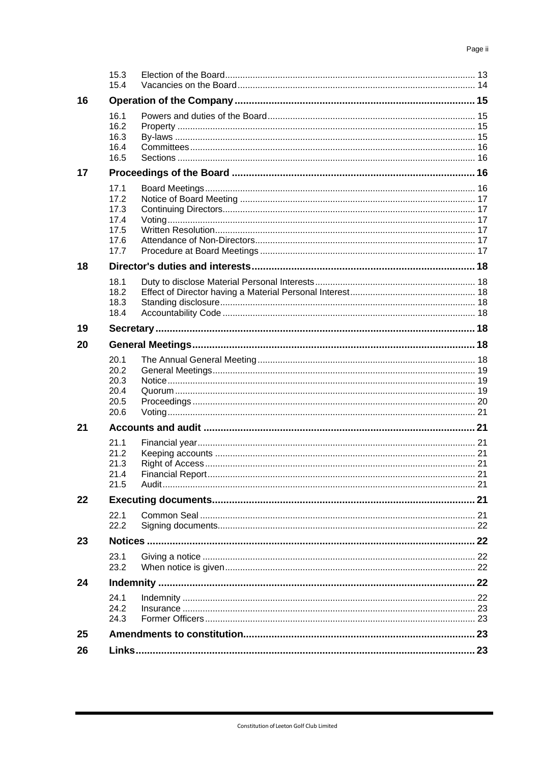| | | |
|---|---|---|
| | 15.3 Election of the Board | 13 |
| | 15.4 Vacancies on the Board | 14 |
| **16** | **Operation of the Company** | **15** |
| | 16.1 Powers and duties of the Board | 15 |
| | 16.2 Property | 15 |
| | 16.3 By-laws | 15 |
| | 16.4 Committees | 16 |
| | 16.5 Sections | 16 |
| **17** | **Proceedings of the Board** | **16** |
| | 17.1 Board Meetings | 16 |
| | 17.2 Notice of Board Meeting | 17 |
| | 17.3 Continuing Directors | 17 |
| | 17.4 Voting | 17 |
| | 17.5 Written Resolution | 17 |
| | 17.6 Attendance of Non-Directors | 17 |
| | 17.7 Procedure at Board Meetings | 17 |
| **18** | **Director's duties and interests** | **18** |
| | 18.1 Duty to disclose Material Personal Interests | 18 |
| | 18.2 Effect of Director having a Material Personal Interest | 18 |
| | 18.3 Standing disclosure | 18 |
| | 18.4 Accountability Code | 18 |
| **19** | **Secretary** | **18** |
| **20** | **General Meetings** | **18** |
| | 20.1 The Annual General Meeting | 18 |
| | 20.2 General Meetings | 19 |
| | 20.3 Notice | 19 |
| | 20.4 Quorum | 19 |
| | 20.5 Proceedings | 20 |
| | 20.6 Voting | 21 |
| **21** | **Accounts and audit** | **21** |
| | 21.1 Financial year | 21 |
| | 21.2 Keeping accounts | 21 |
| | 21.3 Right of Access | 21 |
| | 21.4 Financial Report | 21 |
| | 21.5 Audit | 21 |
| **22** | **Executing documents** | **21** |
| | 22.1 Common Seal | 21 |
| | 22.2 Signing documents | 22 |
| **23** | **Notices** | **22** |
| | 23.1 Giving a notice | 22 |
| | 23.2 When notice is given | 22 |
| **24** | **Indemnity** | **22** |
| | 24.1 Indemnity | 22 |
| | 24.2 Insurance | 23 |
| | 24.3 Former Officers | 23 |
| **25** | **Amendments to constitution** | **23** |
| **26** | **Links** | **23** |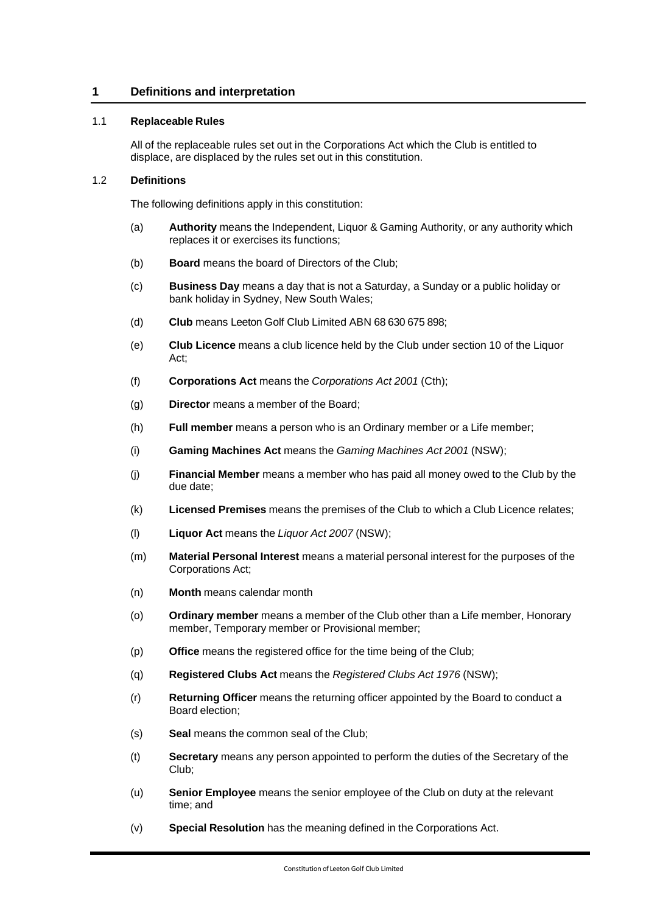# 1 Definitions and interpretation

## 1.1 Replaceable Rules

All of the replaceable rules set out in the Corporations Act which the Club is entitled to displace, are displaced by the rules set out in this constitution.

## 1.2 Definitions

The following definitions apply in this constitution:

(a) **Authority** means the Independent, Liquor & Gaming Authority, or any authority which replaces it or exercises its functions;

(b) **Board** means the board of Directors of the Club;

(c) **Business Day** means a day that is not a Saturday, a Sunday or a public holiday or bank holiday in Sydney, New South Wales;

(d) **Club** means Leeton Golf Club Limited ABN 68 630 675 898;

(e) **Club Licence** means a club licence held by the Club under section 10 of the Liquor Act;

(f) **Corporations Act** means the *Corporations Act 2001* (Cth);

(g) **Director** means a member of the Board;

(h) **Full member** means a person who is an Ordinary member or a Life member;

(i) **Gaming Machines Act** means the *Gaming Machines Act 2001* (NSW);

(j) **Financial Member** means a member who has paid all money owed to the Club by the due date;

(k) **Licensed Premises** means the premises of the Club to which a Club Licence relates;

(l) **Liquor Act** means the *Liquor Act 2007* (NSW);

(m) **Material Personal Interest** means a material personal interest for the purposes of the Corporations Act;

(n) **Month** means calendar month

(o) **Ordinary member** means a member of the Club other than a Life member, Honorary member, Temporary member or Provisional member;

(p) **Office** means the registered office for the time being of the Club;

(q) **Registered Clubs Act** means the *Registered Clubs Act 1976* (NSW);

(r) **Returning Officer** means the returning officer appointed by the Board to conduct a Board election;

(s) **Seal** means the common seal of the Club;

(t) **Secretary** means any person appointed to perform the duties of the Secretary of the Club;

(u) **Senior Employee** means the senior employee of the Club on duty at the relevant time; and

(v) **Special Resolution** has the meaning defined in the Corporations Act.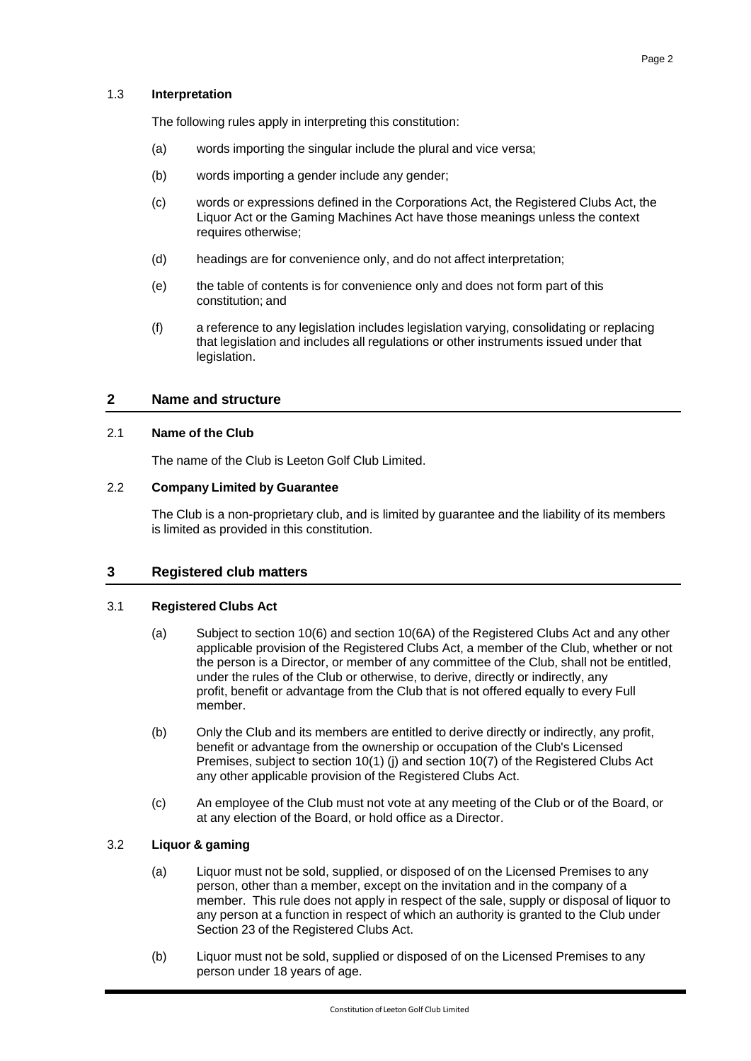### 1.3 Interpretation

The following rules apply in interpreting this constitution:

(a) words importing the singular include the plural and vice versa;

(b) words importing a gender include any gender;

(c) words or expressions defined in the Corporations Act, the Registered Clubs Act, the Liquor Act or the Gaming Machines Act have those meanings unless the context requires otherwise;

(d) headings are for convenience only, and do not affect interpretation;

(e) the table of contents is for convenience only and does not form part of this constitution; and

(f) a reference to any legislation includes legislation varying, consolidating or replacing that legislation and includes all regulations or other instruments issued under that legislation.

## 2 Name and structure

### 2.1 Name of the Club

The name of the Club is Leeton Golf Club Limited.

### 2.2 Company Limited by Guarantee

The Club is a non-proprietary club, and is limited by guarantee and the liability of its members is limited as provided in this constitution.

## 3 Registered club matters

### 3.1 Registered Clubs Act

(a) Subject to section 10(6) and section 10(6A) of the Registered Clubs Act and any other applicable provision of the Registered Clubs Act, a member of the Club, whether or not the person is a Director, or member of any committee of the Club, shall not be entitled, under the rules of the Club or otherwise, to derive, directly or indirectly, any profit, benefit or advantage from the Club that is not offered equally to every Full member.

(b) Only the Club and its members are entitled to derive directly or indirectly, any profit, benefit or advantage from the ownership or occupation of the Club's Licensed Premises, subject to section 10(1) (j) and section 10(7) of the Registered Clubs Act any other applicable provision of the Registered Clubs Act.

(c) An employee of the Club must not vote at any meeting of the Club or of the Board, or at any election of the Board, or hold office as a Director.

### 3.2 Liquor & gaming

(a) Liquor must not be sold, supplied, or disposed of on the Licensed Premises to any person, other than a member, except on the invitation and in the company of a member. This rule does not apply in respect of the sale, supply or disposal of liquor to any person at a function in respect of which an authority is granted to the Club under Section 23 of the Registered Clubs Act.

(b) Liquor must not be sold, supplied or disposed of on the Licensed Premises to any person under 18 years of age.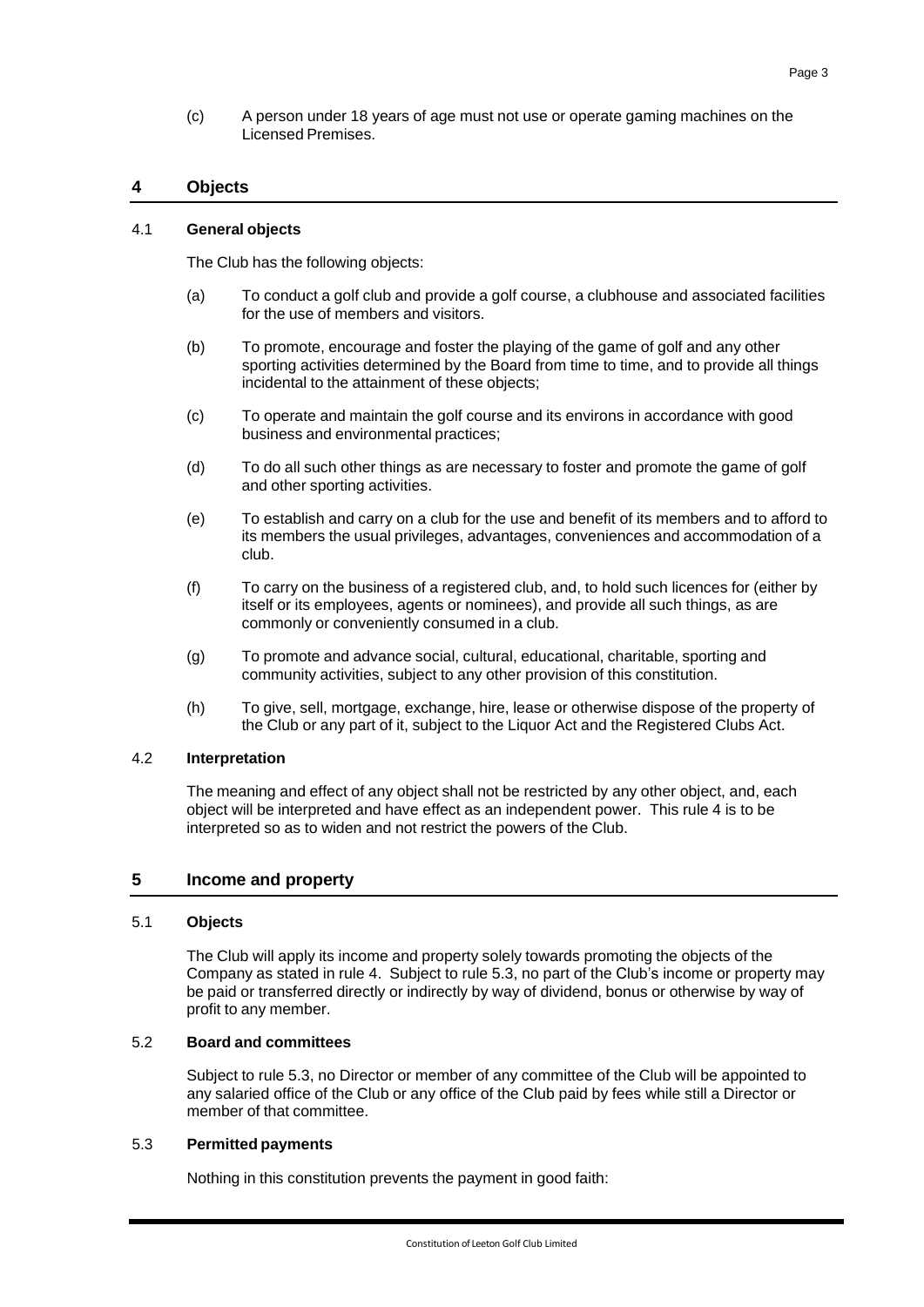(c) A person under 18 years of age must not use or operate gaming machines on the Licensed Premises.

## 4 Objects

### 4.1 General objects

The Club has the following objects:

(a) To conduct a golf club and provide a golf course, a clubhouse and associated facilities for the use of members and visitors.

(b) To promote, encourage and foster the playing of the game of golf and any other sporting activities determined by the Board from time to time, and to provide all things incidental to the attainment of these objects;

(c) To operate and maintain the golf course and its environs in accordance with good business and environmental practices;

(d) To do all such other things as are necessary to foster and promote the game of golf and other sporting activities.

(e) To establish and carry on a club for the use and benefit of its members and to afford to its members the usual privileges, advantages, conveniences and accommodation of a club.

(f) To carry on the business of a registered club, and, to hold such licences for (either by itself or its employees, agents or nominees), and provide all such things, as are commonly or conveniently consumed in a club.

(g) To promote and advance social, cultural, educational, charitable, sporting and community activities, subject to any other provision of this constitution.

(h) To give, sell, mortgage, exchange, hire, lease or otherwise dispose of the property of the Club or any part of it, subject to the Liquor Act and the Registered Clubs Act.

### 4.2 Interpretation

The meaning and effect of any object shall not be restricted by any other object, and, each object will be interpreted and have effect as an independent power. This rule 4 is to be interpreted so as to widen and not restrict the powers of the Club.

## 5 Income and property

### 5.1 Objects

The Club will apply its income and property solely towards promoting the objects of the Company as stated in rule 4. Subject to rule 5.3, no part of the Club's income or property may be paid or transferred directly or indirectly by way of dividend, bonus or otherwise by way of profit to any member.

### 5.2 Board and committees

Subject to rule 5.3, no Director or member of any committee of the Club will be appointed to any salaried office of the Club or any office of the Club paid by fees while still a Director or member of that committee.

### 5.3 Permitted payments

Nothing in this constitution prevents the payment in good faith: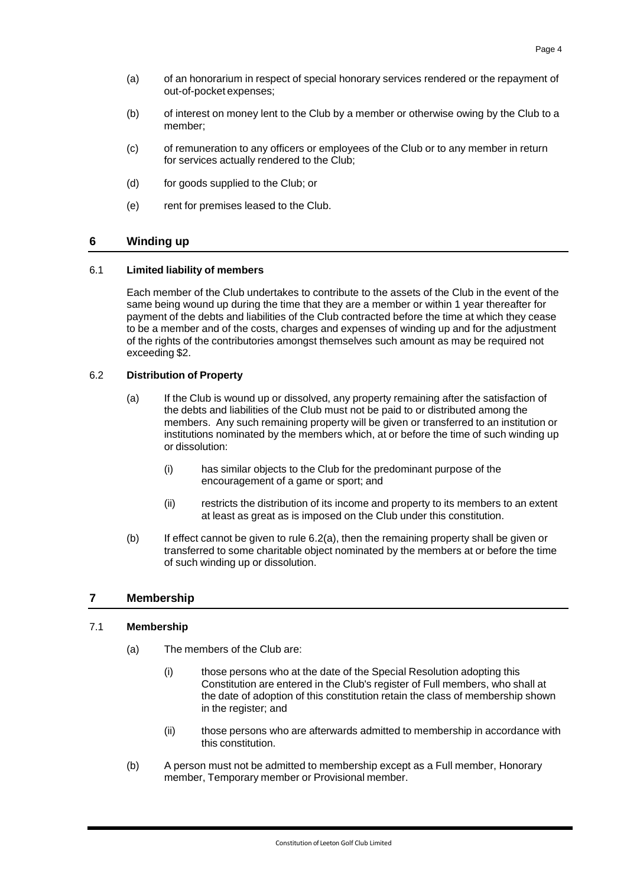(a) of an honorarium in respect of special honorary services rendered or the repayment of out-of-pocket expenses;

(b) of interest on money lent to the Club by a member or otherwise owing by the Club to a member;

(c) of remuneration to any officers or employees of the Club or to any member in return for services actually rendered to the Club;

(d) for goods supplied to the Club; or

(e) rent for premises leased to the Club.

## 6 Winding up

### 6.1 Limited liability of members

Each member of the Club undertakes to contribute to the assets of the Club in the event of the same being wound up during the time that they are a member or within 1 year thereafter for payment of the debts and liabilities of the Club contracted before the time at which they cease to be a member and of the costs, charges and expenses of winding up and for the adjustment of the rights of the contributories amongst themselves such amount as may be required not exceeding $2.

### 6.2 Distribution of Property

(a) If the Club is wound up or dissolved, any property remaining after the satisfaction of the debts and liabilities of the Club must not be paid to or distributed among the members. Any such remaining property will be given or transferred to an institution or institutions nominated by the members which, at or before the time of such winding up or dissolution:

- (i) has similar objects to the Club for the predominant purpose of the encouragement of a game or sport; and
- (ii) restricts the distribution of its income and property to its members to an extent at least as great as is imposed on the Club under this constitution.

(b) If effect cannot be given to rule 6.2(a), then the remaining property shall be given or transferred to some charitable object nominated by the members at or before the time of such winding up or dissolution.

## 7 Membership

### 7.1 Membership

(a) The members of the Club are:

- (i) those persons who at the date of the Special Resolution adopting this Constitution are entered in the Club's register of Full members, who shall at the date of adoption of this constitution retain the class of membership shown in the register; and
- (ii) those persons who are afterwards admitted to membership in accordance with this constitution.

(b) A person must not be admitted to membership except as a Full member, Honorary member, Temporary member or Provisional member.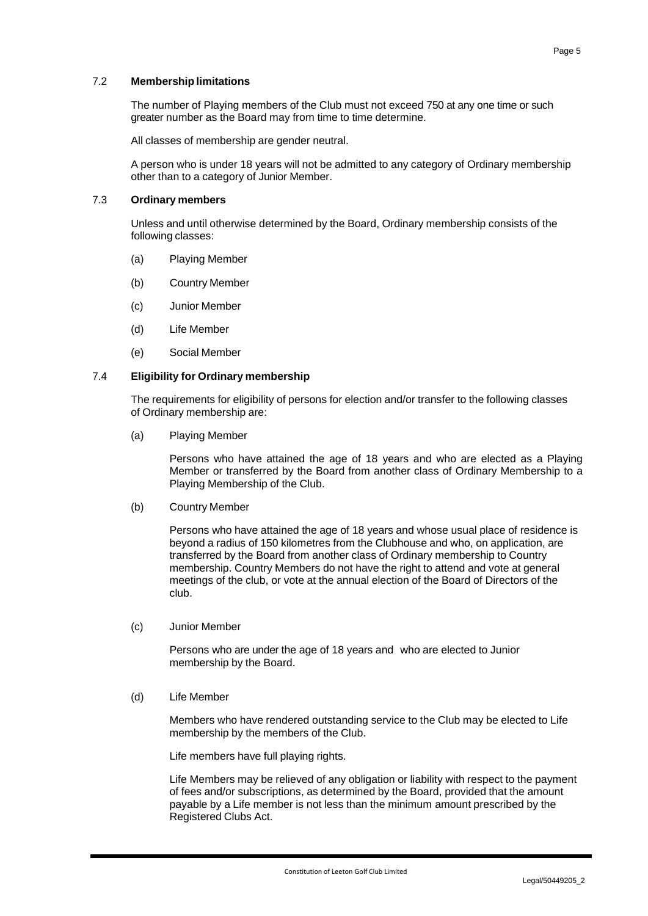### 7.2 **Membership limitations**

The number of Playing members of the Club must not exceed 750 at any one time or such greater number as the Board may from time to time determine.

All classes of membership are gender neutral.

A person who is under 18 years will not be admitted to any category of Ordinary membership other than to a category of Junior Member.

### 7.3 **Ordinary members**

Unless and until otherwise determined by the Board, Ordinary membership consists of the following classes:

(a) Playing Member

(b) Country Member

(c) Junior Member

(d) Life Member

(e) Social Member

### 7.4 **Eligibility for Ordinary membership**

The requirements for eligibility of persons for election and/or transfer to the following classes of Ordinary membership are:

(a) Playing Member

Persons who have attained the age of 18 years and who are elected as a Playing Member or transferred by the Board from another class of Ordinary Membership to a Playing Membership of the Club.

(b) Country Member

Persons who have attained the age of 18 years and whose usual place of residence is beyond a radius of 150 kilometres from the Clubhouse and who, on application, are transferred by the Board from another class of Ordinary membership to Country membership. Country Members do not have the right to attend and vote at general meetings of the club, or vote at the annual election of the Board of Directors of the club.

(c) Junior Member

Persons who are under the age of 18 years and who are elected to Junior membership by the Board.

(d) Life Member

Members who have rendered outstanding service to the Club may be elected to Life membership by the members of the Club.

Life members have full playing rights.

Life Members may be relieved of any obligation or liability with respect to the payment of fees and/or subscriptions, as determined by the Board, provided that the amount payable by a Life member is not less than the minimum amount prescribed by the Registered Clubs Act.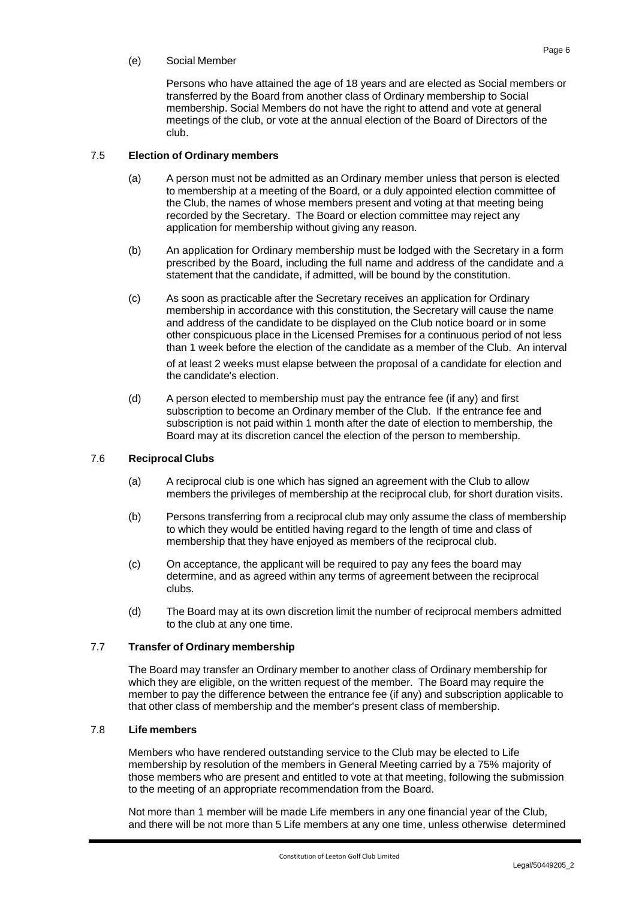(e) Social Member

Persons who have attained the age of 18 years and are elected as Social members or transferred by the Board from another class of Ordinary membership to Social membership. Social Members do not have the right to attend and vote at general meetings of the club, or vote at the annual election of the Board of Directors of the club.

### 7.5 Election of Ordinary members

(a) A person must not be admitted as an Ordinary member unless that person is elected to membership at a meeting of the Board, or a duly appointed election committee of the Club, the names of whose members present and voting at that meeting being recorded by the Secretary. The Board or election committee may reject any application for membership without giving any reason.

(b) An application for Ordinary membership must be lodged with the Secretary in a form prescribed by the Board, including the full name and address of the candidate and a statement that the candidate, if admitted, will be bound by the constitution.

(c) As soon as practicable after the Secretary receives an application for Ordinary membership in accordance with this constitution, the Secretary will cause the name and address of the candidate to be displayed on the Club notice board or in some other conspicuous place in the Licensed Premises for a continuous period of not less than 1 week before the election of the candidate as a member of the Club. An interval of at least 2 weeks must elapse between the proposal of a candidate for election and the candidate's election.

(d) A person elected to membership must pay the entrance fee (if any) and first subscription to become an Ordinary member of the Club. If the entrance fee and subscription is not paid within 1 month after the date of election to membership, the Board may at its discretion cancel the election of the person to membership.

### 7.6 Reciprocal Clubs

(a) A reciprocal club is one which has signed an agreement with the Club to allow members the privileges of membership at the reciprocal club, for short duration visits.

(b) Persons transferring from a reciprocal club may only assume the class of membership to which they would be entitled having regard to the length of time and class of membership that they have enjoyed as members of the reciprocal club.

(c) On acceptance, the applicant will be required to pay any fees the board may determine, and as agreed within any terms of agreement between the reciprocal clubs.

(d) The Board may at its own discretion limit the number of reciprocal members admitted to the club at any one time.

### 7.7 Transfer of Ordinary membership

The Board may transfer an Ordinary member to another class of Ordinary membership for which they are eligible, on the written request of the member. The Board may require the member to pay the difference between the entrance fee (if any) and subscription applicable to that other class of membership and the member's present class of membership.

### 7.8 Life members

Members who have rendered outstanding service to the Club may be elected to Life membership by resolution of the members in General Meeting carried by a 75% majority of those members who are present and entitled to vote at that meeting, following the submission to the meeting of an appropriate recommendation from the Board.

Not more than 1 member will be made Life members in any one financial year of the Club, and there will be not more than 5 Life members at any one time, unless otherwise determined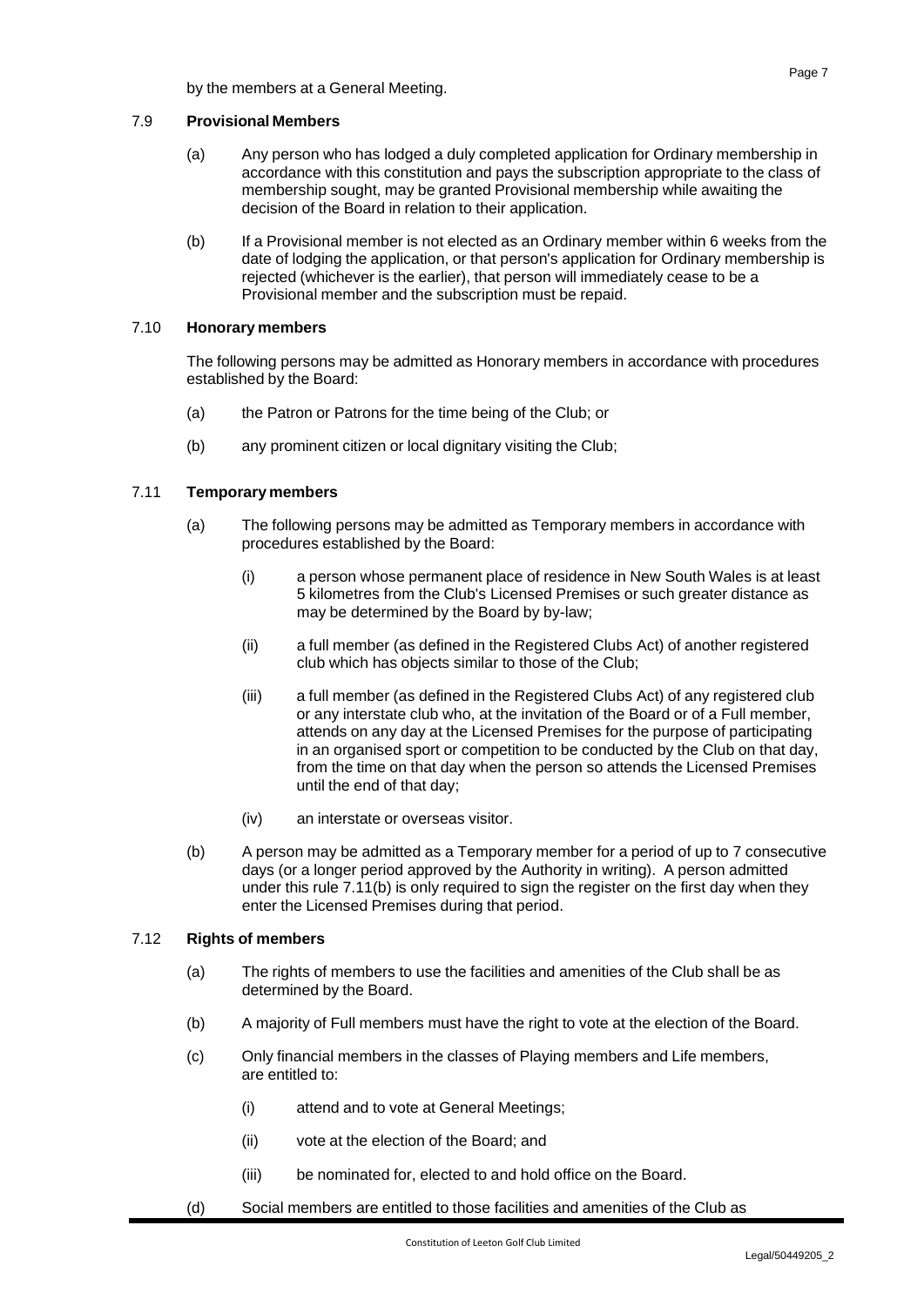by the members at a General Meeting.

### 7.9 **Provisional Members**

(a) Any person who has lodged a duly completed application for Ordinary membership in accordance with this constitution and pays the subscription appropriate to the class of membership sought, may be granted Provisional membership while awaiting the decision of the Board in relation to their application.

(b) If a Provisional member is not elected as an Ordinary member within 6 weeks from the date of lodging the application, or that person's application for Ordinary membership is rejected (whichever is the earlier), that person will immediately cease to be a Provisional member and the subscription must be repaid.

### 7.10 **Honorary members**

The following persons may be admitted as Honorary members in accordance with procedures established by the Board:

(a) the Patron or Patrons for the time being of the Club; or

(b) any prominent citizen or local dignitary visiting the Club;

### 7.11 **Temporary members**

(a) The following persons may be admitted as Temporary members in accordance with procedures established by the Board:

(i) a person whose permanent place of residence in New South Wales is at least 5 kilometres from the Club's Licensed Premises or such greater distance as may be determined by the Board by by-law;

(ii) a full member (as defined in the Registered Clubs Act) of another registered club which has objects similar to those of the Club;

(iii) a full member (as defined in the Registered Clubs Act) of any registered club or any interstate club who, at the invitation of the Board or of a Full member, attends on any day at the Licensed Premises for the purpose of participating in an organised sport or competition to be conducted by the Club on that day, from the time on that day when the person so attends the Licensed Premises until the end of that day;

(iv) an interstate or overseas visitor.

(b) A person may be admitted as a Temporary member for a period of up to 7 consecutive days (or a longer period approved by the Authority in writing). A person admitted under this rule 7.11(b) is only required to sign the register on the first day when they enter the Licensed Premises during that period.

### 7.12 **Rights of members**

(a) The rights of members to use the facilities and amenities of the Club shall be as determined by the Board.

(b) A majority of Full members must have the right to vote at the election of the Board.

(c) Only financial members in the classes of Playing members and Life members, are entitled to:

(i) attend and to vote at General Meetings;

(ii) vote at the election of the Board; and

(iii) be nominated for, elected to and hold office on the Board.

(d) Social members are entitled to those facilities and amenities of the Club as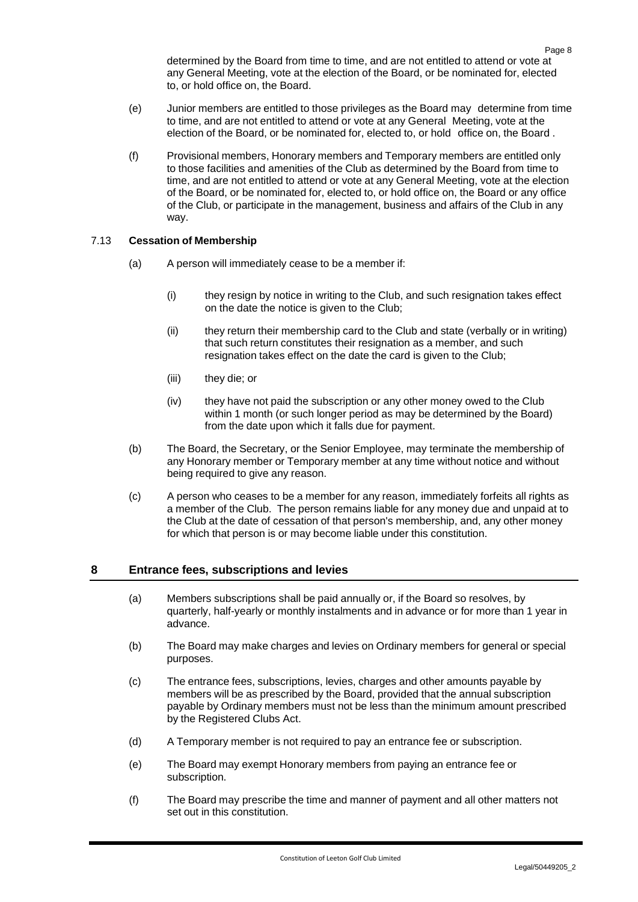determined by the Board from time to time, and are not entitled to attend or vote at any General Meeting, vote at the election of the Board, or be nominated for, elected to, or hold office on, the Board.

(e) Junior members are entitled to those privileges as the Board may determine from time to time, and are not entitled to attend or vote at any General Meeting, vote at the election of the Board, or be nominated for, elected to, or hold office on, the Board .

(f) Provisional members, Honorary members and Temporary members are entitled only to those facilities and amenities of the Club as determined by the Board from time to time, and are not entitled to attend or vote at any General Meeting, vote at the election of the Board, or be nominated for, elected to, or hold office on, the Board or any office of the Club, or participate in the management, business and affairs of the Club in any way.

7.13 **Cessation of Membership**

(a) A person will immediately cease to be a member if:

(i) they resign by notice in writing to the Club, and such resignation takes effect on the date the notice is given to the Club;

(ii) they return their membership card to the Club and state (verbally or in writing) that such return constitutes their resignation as a member, and such resignation takes effect on the date the card is given to the Club;

(iii) they die; or

(iv) they have not paid the subscription or any other money owed to the Club within 1 month (or such longer period as may be determined by the Board) from the date upon which it falls due for payment.

(b) The Board, the Secretary, or the Senior Employee, may terminate the membership of any Honorary member or Temporary member at any time without notice and without being required to give any reason.

(c) A person who ceases to be a member for any reason, immediately forfeits all rights as a member of the Club. The person remains liable for any money due and unpaid at to the Club at the date of cessation of that person's membership, and, any other money for which that person is or may become liable under this constitution.

## 8 Entrance fees, subscriptions and levies

(a) Members subscriptions shall be paid annually or, if the Board so resolves, by quarterly, half-yearly or monthly instalments and in advance or for more than 1 year in advance.

(b) The Board may make charges and levies on Ordinary members for general or special purposes.

(c) The entrance fees, subscriptions, levies, charges and other amounts payable by members will be as prescribed by the Board, provided that the annual subscription payable by Ordinary members must not be less than the minimum amount prescribed by the Registered Clubs Act.

(d) A Temporary member is not required to pay an entrance fee or subscription.

(e) The Board may exempt Honorary members from paying an entrance fee or subscription.

(f) The Board may prescribe the time and manner of payment and all other matters not set out in this constitution.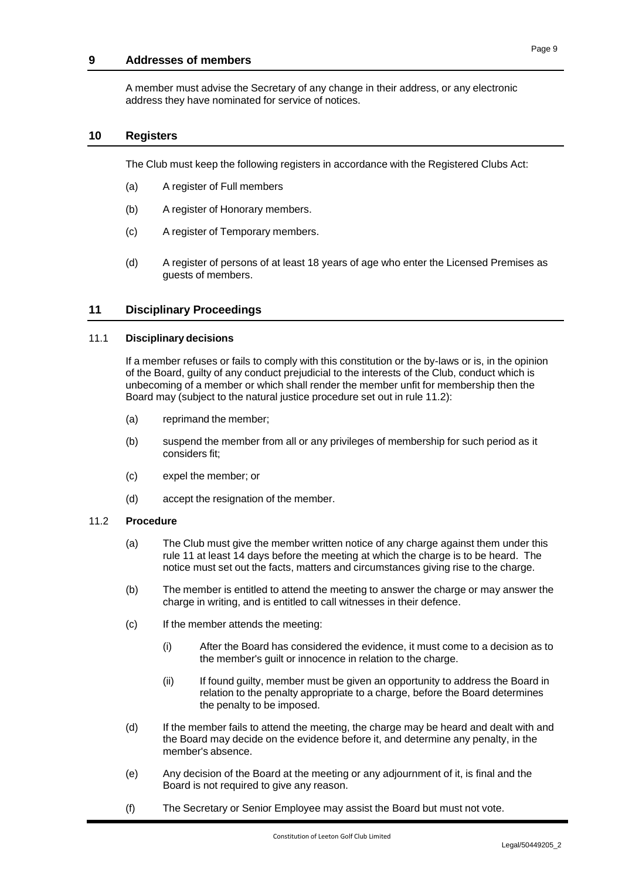## 9 Addresses of members

A member must advise the Secretary of any change in their address, or any electronic address they have nominated for service of notices.

## 10 Registers

The Club must keep the following registers in accordance with the Registered Clubs Act:

(a) A register of Full members

(b) A register of Honorary members.

(c) A register of Temporary members.

(d) A register of persons of at least 18 years of age who enter the Licensed Premises as guests of members.

## 11 Disciplinary Proceedings

### 11.1 Disciplinary decisions

If a member refuses or fails to comply with this constitution or the by-laws or is, in the opinion of the Board, guilty of any conduct prejudicial to the interests of the Club, conduct which is unbecoming of a member or which shall render the member unfit for membership then the Board may (subject to the natural justice procedure set out in rule 11.2):

(a) reprimand the member;

(b) suspend the member from all or any privileges of membership for such period as it considers fit;

(c) expel the member; or

(d) accept the resignation of the member.

### 11.2 Procedure

(a) The Club must give the member written notice of any charge against them under this rule 11 at least 14 days before the meeting at which the charge is to be heard. The notice must set out the facts, matters and circumstances giving rise to the charge.

(b) The member is entitled to attend the meeting to answer the charge or may answer the charge in writing, and is entitled to call witnesses in their defence.

(c) If the member attends the meeting:

  (i) After the Board has considered the evidence, it must come to a decision as to the member's guilt or innocence in relation to the charge.

  (ii) If found guilty, member must be given an opportunity to address the Board in relation to the penalty appropriate to a charge, before the Board determines the penalty to be imposed.

(d) If the member fails to attend the meeting, the charge may be heard and dealt with and the Board may decide on the evidence before it, and determine any penalty, in the member's absence.

(e) Any decision of the Board at the meeting or any adjournment of it, is final and the Board is not required to give any reason.

(f) The Secretary or Senior Employee may assist the Board but must not vote.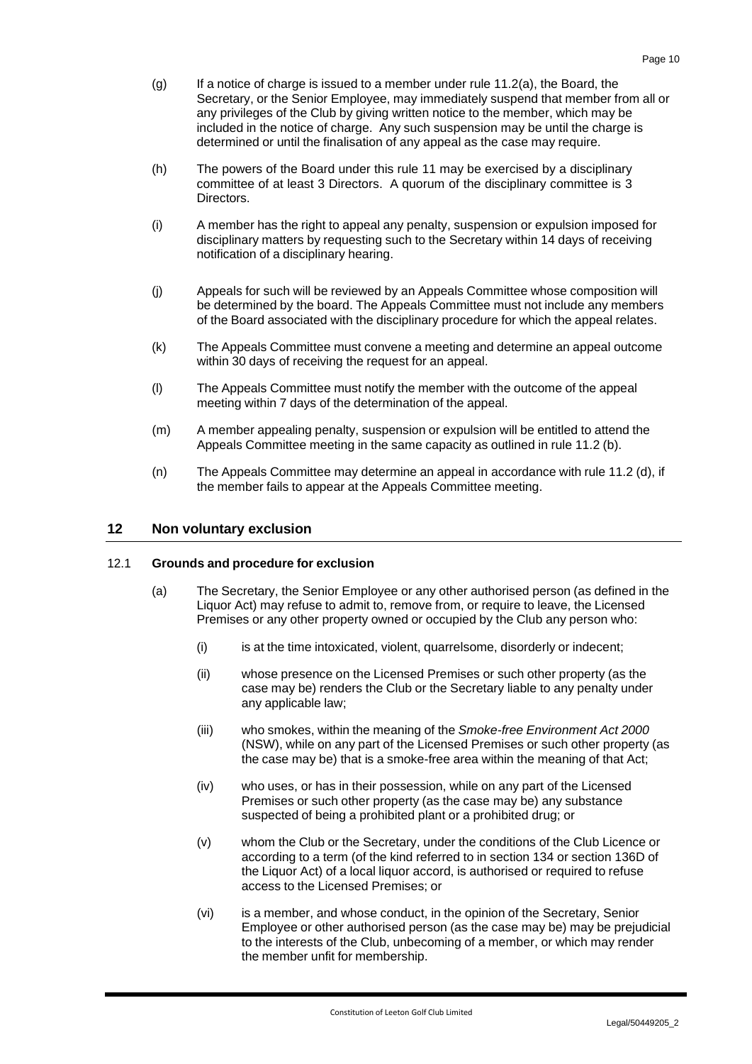(g) If a notice of charge is issued to a member under rule 11.2(a), the Board, the Secretary, or the Senior Employee, may immediately suspend that member from all or any privileges of the Club by giving written notice to the member, which may be included in the notice of charge. Any such suspension may be until the charge is determined or until the finalisation of any appeal as the case may require.

(h) The powers of the Board under this rule 11 may be exercised by a disciplinary committee of at least 3 Directors. A quorum of the disciplinary committee is 3 Directors.

(i) A member has the right to appeal any penalty, suspension or expulsion imposed for disciplinary matters by requesting such to the Secretary within 14 days of receiving notification of a disciplinary hearing.

(j) Appeals for such will be reviewed by an Appeals Committee whose composition will be determined by the board. The Appeals Committee must not include any members of the Board associated with the disciplinary procedure for which the appeal relates.

(k) The Appeals Committee must convene a meeting and determine an appeal outcome within 30 days of receiving the request for an appeal.

(l) The Appeals Committee must notify the member with the outcome of the appeal meeting within 7 days of the determination of the appeal.

(m) A member appealing penalty, suspension or expulsion will be entitled to attend the Appeals Committee meeting in the same capacity as outlined in rule 11.2 (b).

(n) The Appeals Committee may determine an appeal in accordance with rule 11.2 (d), if the member fails to appear at the Appeals Committee meeting.

## 12 Non voluntary exclusion

### 12.1 Grounds and procedure for exclusion

(a) The Secretary, the Senior Employee or any other authorised person (as defined in the Liquor Act) may refuse to admit to, remove from, or require to leave, the Licensed Premises or any other property owned or occupied by the Club any person who:

(i) is at the time intoxicated, violent, quarrelsome, disorderly or indecent;

(ii) whose presence on the Licensed Premises or such other property (as the case may be) renders the Club or the Secretary liable to any penalty under any applicable law;

(iii) who smokes, within the meaning of the *Smoke-free Environment Act 2000* (NSW), while on any part of the Licensed Premises or such other property (as the case may be) that is a smoke-free area within the meaning of that Act;

(iv) who uses, or has in their possession, while on any part of the Licensed Premises or such other property (as the case may be) any substance suspected of being a prohibited plant or a prohibited drug; or

(v) whom the Club or the Secretary, under the conditions of the Club Licence or according to a term (of the kind referred to in section 134 or section 136D of the Liquor Act) of a local liquor accord, is authorised or required to refuse access to the Licensed Premises; or

(vi) is a member, and whose conduct, in the opinion of the Secretary, Senior Employee or other authorised person (as the case may be) may be prejudicial to the interests of the Club, unbecoming of a member, or which may render the member unfit for membership.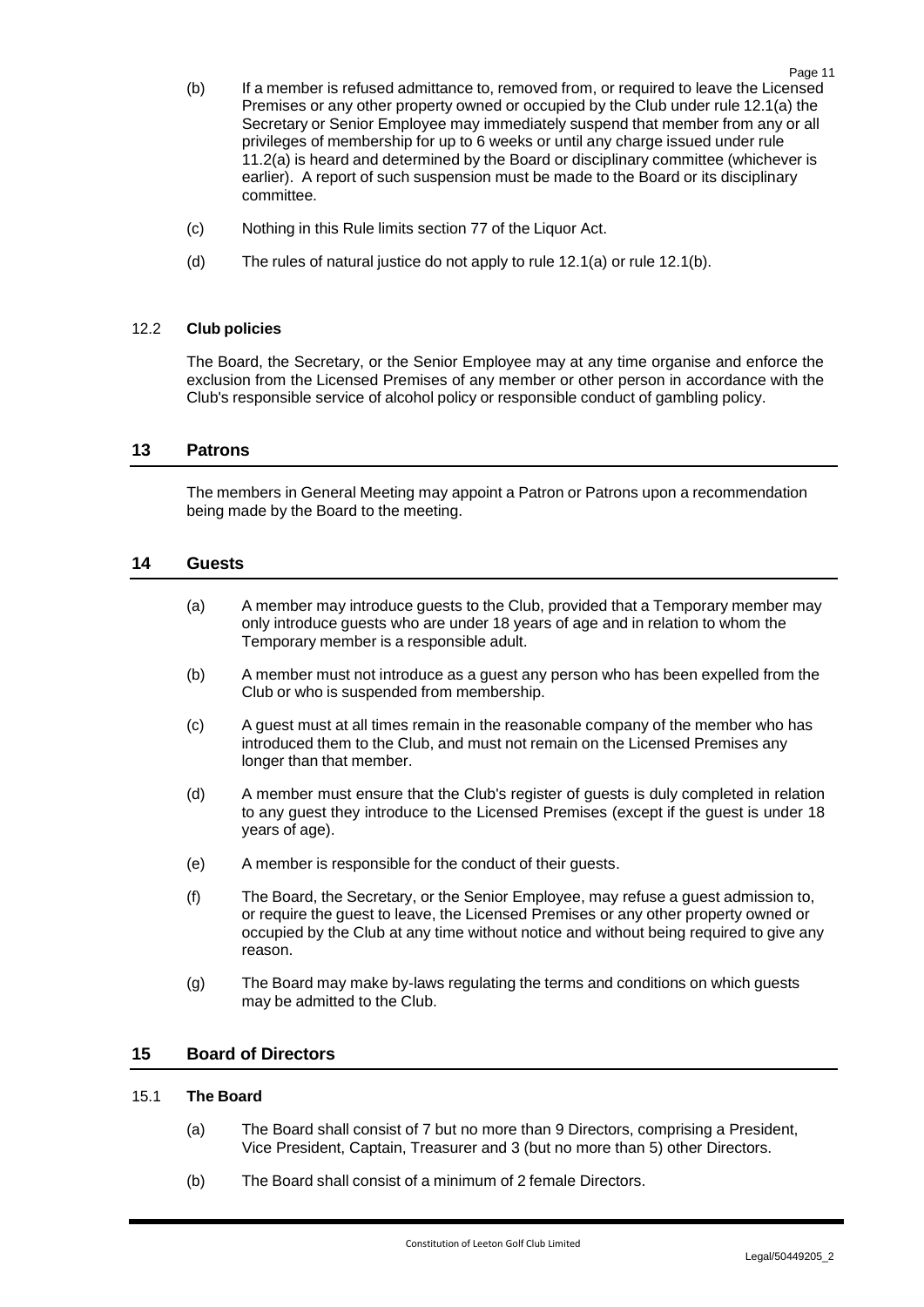(b) If a member is refused admittance to, removed from, or required to leave the Licensed Premises or any other property owned or occupied by the Club under rule 12.1(a) the Secretary or Senior Employee may immediately suspend that member from any or all privileges of membership for up to 6 weeks or until any charge issued under rule 11.2(a) is heard and determined by the Board or disciplinary committee (whichever is earlier). A report of such suspension must be made to the Board or its disciplinary committee.

(c) Nothing in this Rule limits section 77 of the Liquor Act.

(d) The rules of natural justice do not apply to rule 12.1(a) or rule 12.1(b).

### 12.2 Club policies

The Board, the Secretary, or the Senior Employee may at any time organise and enforce the exclusion from the Licensed Premises of any member or other person in accordance with the Club's responsible service of alcohol policy or responsible conduct of gambling policy.

## 13 Patrons

The members in General Meeting may appoint a Patron or Patrons upon a recommendation being made by the Board to the meeting.

## 14 Guests

(a) A member may introduce guests to the Club, provided that a Temporary member may only introduce guests who are under 18 years of age and in relation to whom the Temporary member is a responsible adult.

(b) A member must not introduce as a guest any person who has been expelled from the Club or who is suspended from membership.

(c) A guest must at all times remain in the reasonable company of the member who has introduced them to the Club, and must not remain on the Licensed Premises any longer than that member.

(d) A member must ensure that the Club's register of guests is duly completed in relation to any guest they introduce to the Licensed Premises (except if the guest is under 18 years of age).

(e) A member is responsible for the conduct of their guests.

(f) The Board, the Secretary, or the Senior Employee, may refuse a guest admission to, or require the guest to leave, the Licensed Premises or any other property owned or occupied by the Club at any time without notice and without being required to give any reason.

(g) The Board may make by-laws regulating the terms and conditions on which guests may be admitted to the Club.

## 15 Board of Directors

### 15.1 The Board

(a) The Board shall consist of 7 but no more than 9 Directors, comprising a President, Vice President, Captain, Treasurer and 3 (but no more than 5) other Directors.

(b) The Board shall consist of a minimum of 2 female Directors.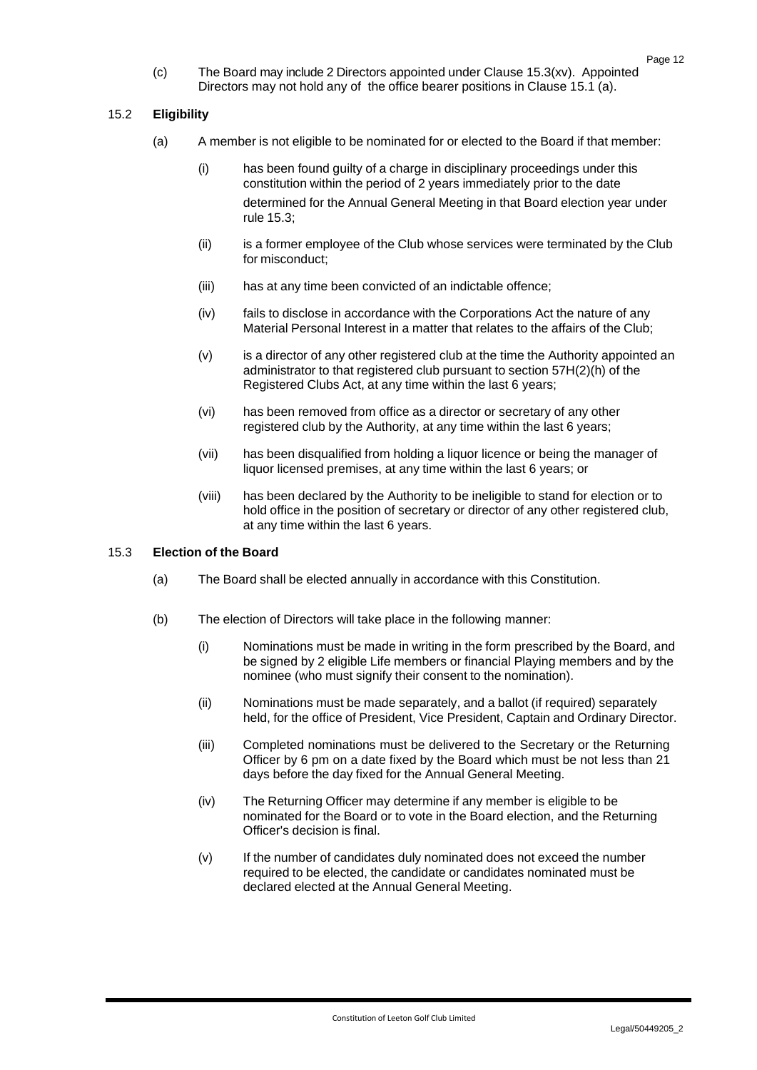(c) The Board may include 2 Directors appointed under Clause 15.3(xv). Appointed Directors may not hold any of the office bearer positions in Clause 15.1 (a).

## 15.2 **Eligibility**

(a) A member is not eligible to be nominated for or elected to the Board if that member:

(i) has been found guilty of a charge in disciplinary proceedings under this constitution within the period of 2 years immediately prior to the date determined for the Annual General Meeting in that Board election year under rule 15.3;

(ii) is a former employee of the Club whose services were terminated by the Club for misconduct;

(iii) has at any time been convicted of an indictable offence;

(iv) fails to disclose in accordance with the Corporations Act the nature of any Material Personal Interest in a matter that relates to the affairs of the Club;

(v) is a director of any other registered club at the time the Authority appointed an administrator to that registered club pursuant to section 57H(2)(h) of the Registered Clubs Act, at any time within the last 6 years;

(vi) has been removed from office as a director or secretary of any other registered club by the Authority, at any time within the last 6 years;

(vii) has been disqualified from holding a liquor licence or being the manager of liquor licensed premises, at any time within the last 6 years; or

(viii) has been declared by the Authority to be ineligible to stand for election or to hold office in the position of secretary or director of any other registered club, at any time within the last 6 years.

## 15.3 **Election of the Board**

(a) The Board shall be elected annually in accordance with this Constitution.

(b) The election of Directors will take place in the following manner:

(i) Nominations must be made in writing in the form prescribed by the Board, and be signed by 2 eligible Life members or financial Playing members and by the nominee (who must signify their consent to the nomination).

(ii) Nominations must be made separately, and a ballot (if required) separately held, for the office of President, Vice President, Captain and Ordinary Director.

(iii) Completed nominations must be delivered to the Secretary or the Returning Officer by 6 pm on a date fixed by the Board which must be not less than 21 days before the day fixed for the Annual General Meeting.

(iv) The Returning Officer may determine if any member is eligible to be nominated for the Board or to vote in the Board election, and the Returning Officer's decision is final.

(v) If the number of candidates duly nominated does not exceed the number required to be elected, the candidate or candidates nominated must be declared elected at the Annual General Meeting.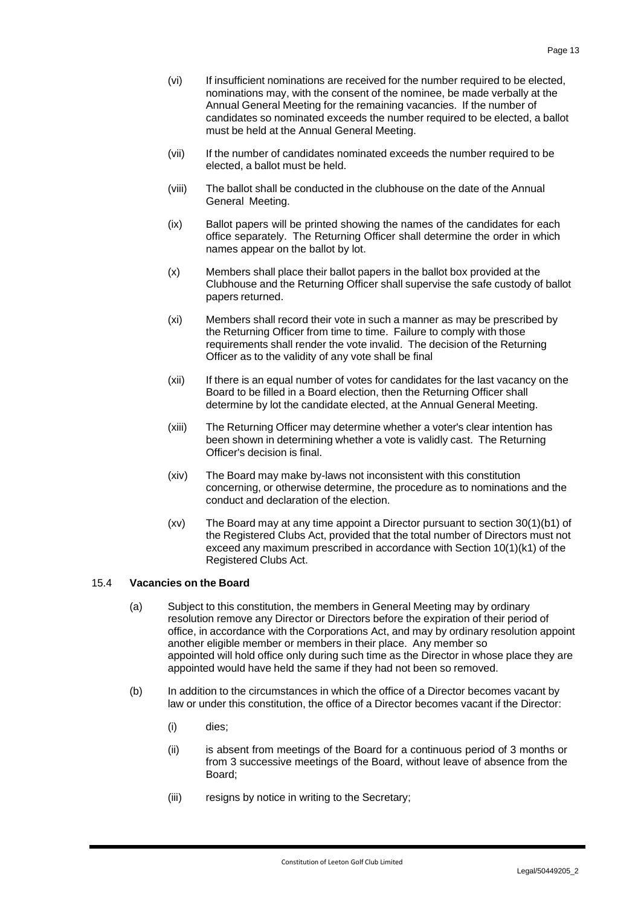(vi) If insufficient nominations are received for the number required to be elected, nominations may, with the consent of the nominee, be made verbally at the Annual General Meeting for the remaining vacancies. If the number of candidates so nominated exceeds the number required to be elected, a ballot must be held at the Annual General Meeting.

(vii) If the number of candidates nominated exceeds the number required to be elected, a ballot must be held.

(viii) The ballot shall be conducted in the clubhouse on the date of the Annual General Meeting.

(ix) Ballot papers will be printed showing the names of the candidates for each office separately. The Returning Officer shall determine the order in which names appear on the ballot by lot.

(x) Members shall place their ballot papers in the ballot box provided at the Clubhouse and the Returning Officer shall supervise the safe custody of ballot papers returned.

(xi) Members shall record their vote in such a manner as may be prescribed by the Returning Officer from time to time. Failure to comply with those requirements shall render the vote invalid. The decision of the Returning Officer as to the validity of any vote shall be final

(xii) If there is an equal number of votes for candidates for the last vacancy on the Board to be filled in a Board election, then the Returning Officer shall determine by lot the candidate elected, at the Annual General Meeting.

(xiii) The Returning Officer may determine whether a voter's clear intention has been shown in determining whether a vote is validly cast. The Returning Officer's decision is final.

(xiv) The Board may make by-laws not inconsistent with this constitution concerning, or otherwise determine, the procedure as to nominations and the conduct and declaration of the election.

(xv) The Board may at any time appoint a Director pursuant to section 30(1)(b1) of the Registered Clubs Act, provided that the total number of Directors must not exceed any maximum prescribed in accordance with Section 10(1)(k1) of the Registered Clubs Act.

### 15.4 **Vacancies on the Board**

(a) Subject to this constitution, the members in General Meeting may by ordinary resolution remove any Director or Directors before the expiration of their period of office, in accordance with the Corporations Act, and may by ordinary resolution appoint another eligible member or members in their place. Any member so appointed will hold office only during such time as the Director in whose place they are appointed would have held the same if they had not been so removed.

(b) In addition to the circumstances in which the office of a Director becomes vacant by law or under this constitution, the office of a Director becomes vacant if the Director:

(i) dies;

(ii) is absent from meetings of the Board for a continuous period of 3 months or from 3 successive meetings of the Board, without leave of absence from the Board;

(iii) resigns by notice in writing to the Secretary;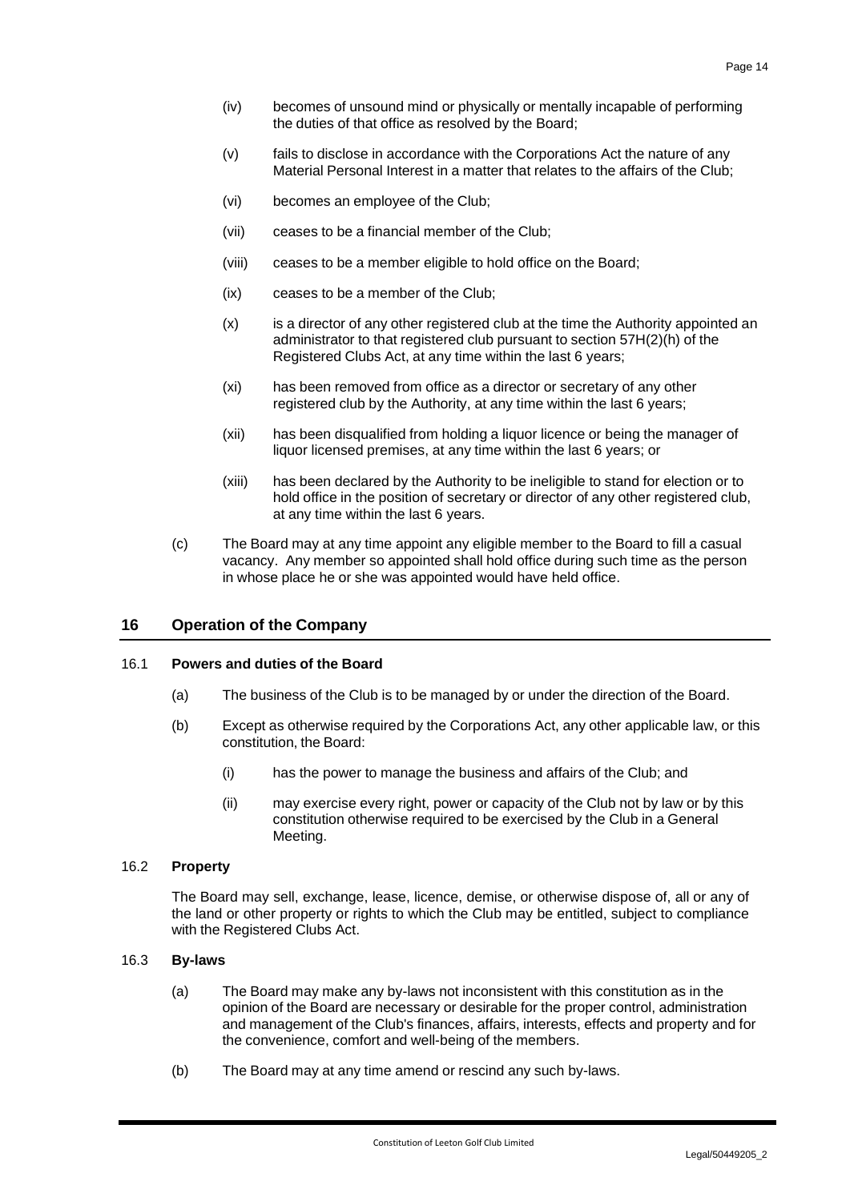(iv) becomes of unsound mind or physically or mentally incapable of performing the duties of that office as resolved by the Board;

(v) fails to disclose in accordance with the Corporations Act the nature of any Material Personal Interest in a matter that relates to the affairs of the Club;

(vi) becomes an employee of the Club;

(vii) ceases to be a financial member of the Club;

(viii) ceases to be a member eligible to hold office on the Board;

(ix) ceases to be a member of the Club;

(x) is a director of any other registered club at the time the Authority appointed an administrator to that registered club pursuant to section 57H(2)(h) of the Registered Clubs Act, at any time within the last 6 years;

(xi) has been removed from office as a director or secretary of any other registered club by the Authority, at any time within the last 6 years;

(xii) has been disqualified from holding a liquor licence or being the manager of liquor licensed premises, at any time within the last 6 years; or

(xiii) has been declared by the Authority to be ineligible to stand for election or to hold office in the position of secretary or director of any other registered club, at any time within the last 6 years.

(c) The Board may at any time appoint any eligible member to the Board to fill a casual vacancy. Any member so appointed shall hold office during such time as the person in whose place he or she was appointed would have held office.

## 16 Operation of the Company

### 16.1 Powers and duties of the Board

(a) The business of the Club is to be managed by or under the direction of the Board.

(b) Except as otherwise required by the Corporations Act, any other applicable law, or this constitution, the Board:

(i) has the power to manage the business and affairs of the Club; and

(ii) may exercise every right, power or capacity of the Club not by law or by this constitution otherwise required to be exercised by the Club in a General Meeting.

### 16.2 Property

The Board may sell, exchange, lease, licence, demise, or otherwise dispose of, all or any of the land or other property or rights to which the Club may be entitled, subject to compliance with the Registered Clubs Act.

### 16.3 By-laws

(a) The Board may make any by-laws not inconsistent with this constitution as in the opinion of the Board are necessary or desirable for the proper control, administration and management of the Club's finances, affairs, interests, effects and property and for the convenience, comfort and well-being of the members.

(b) The Board may at any time amend or rescind any such by-laws.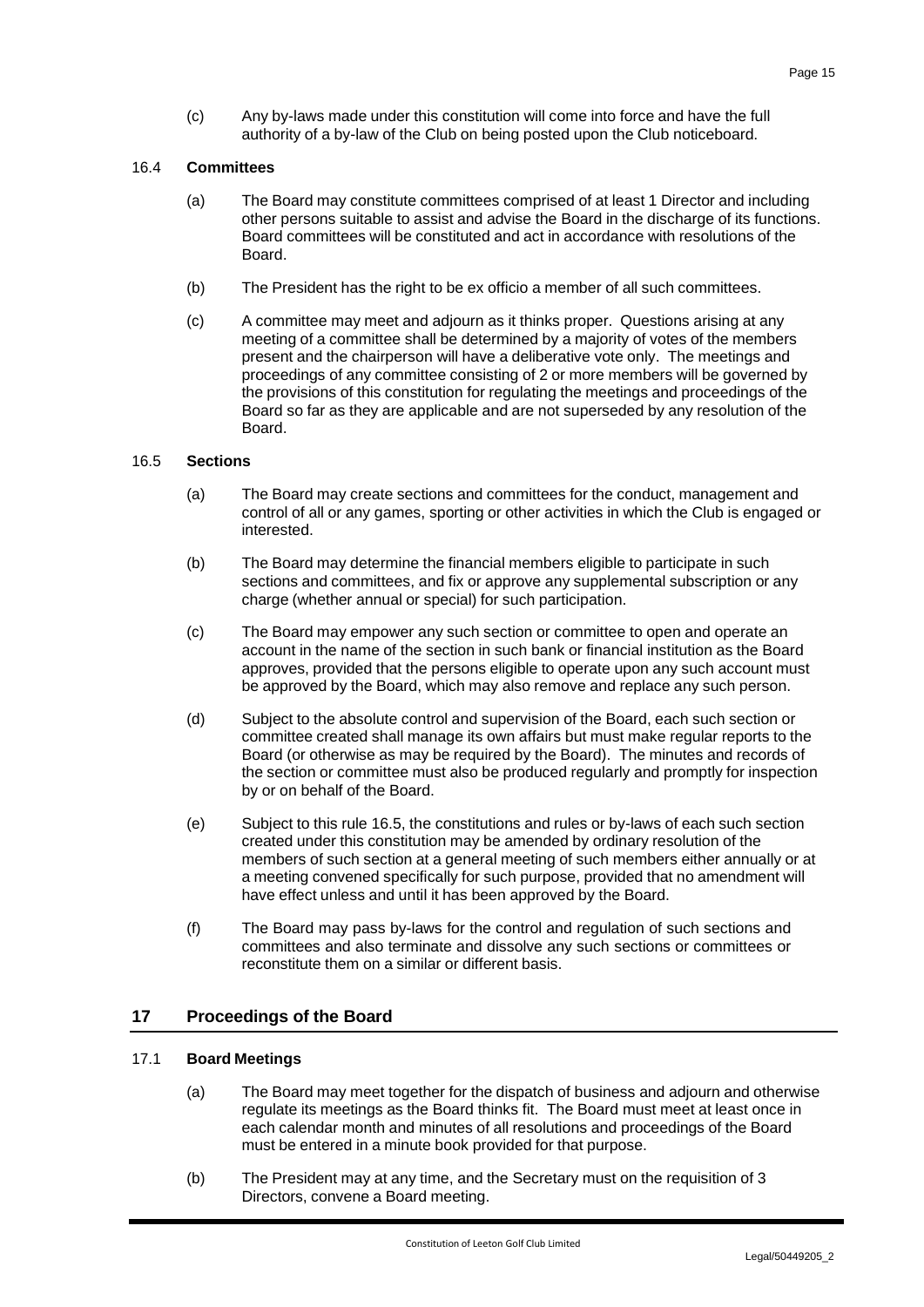(c) Any by-laws made under this constitution will come into force and have the full authority of a by-law of the Club on being posted upon the Club noticeboard.

### 16.4 Committees

(a) The Board may constitute committees comprised of at least 1 Director and including other persons suitable to assist and advise the Board in the discharge of its functions. Board committees will be constituted and act in accordance with resolutions of the Board.

(b) The President has the right to be ex officio a member of all such committees.

(c) A committee may meet and adjourn as it thinks proper. Questions arising at any meeting of a committee shall be determined by a majority of votes of the members present and the chairperson will have a deliberative vote only. The meetings and proceedings of any committee consisting of 2 or more members will be governed by the provisions of this constitution for regulating the meetings and proceedings of the Board so far as they are applicable and are not superseded by any resolution of the Board.

### 16.5 Sections

(a) The Board may create sections and committees for the conduct, management and control of all or any games, sporting or other activities in which the Club is engaged or interested.

(b) The Board may determine the financial members eligible to participate in such sections and committees, and fix or approve any supplemental subscription or any charge (whether annual or special) for such participation.

(c) The Board may empower any such section or committee to open and operate an account in the name of the section in such bank or financial institution as the Board approves, provided that the persons eligible to operate upon any such account must be approved by the Board, which may also remove and replace any such person.

(d) Subject to the absolute control and supervision of the Board, each such section or committee created shall manage its own affairs but must make regular reports to the Board (or otherwise as may be required by the Board). The minutes and records of the section or committee must also be produced regularly and promptly for inspection by or on behalf of the Board.

(e) Subject to this rule 16.5, the constitutions and rules or by-laws of each such section created under this constitution may be amended by ordinary resolution of the members of such section at a general meeting of such members either annually or at a meeting convened specifically for such purpose, provided that no amendment will have effect unless and until it has been approved by the Board.

(f) The Board may pass by-laws for the control and regulation of such sections and committees and also terminate and dissolve any such sections or committees or reconstitute them on a similar or different basis.

## 17 Proceedings of the Board

### 17.1 Board Meetings

(a) The Board may meet together for the dispatch of business and adjourn and otherwise regulate its meetings as the Board thinks fit. The Board must meet at least once in each calendar month and minutes of all resolutions and proceedings of the Board must be entered in a minute book provided for that purpose.

(b) The President may at any time, and the Secretary must on the requisition of 3 Directors, convene a Board meeting.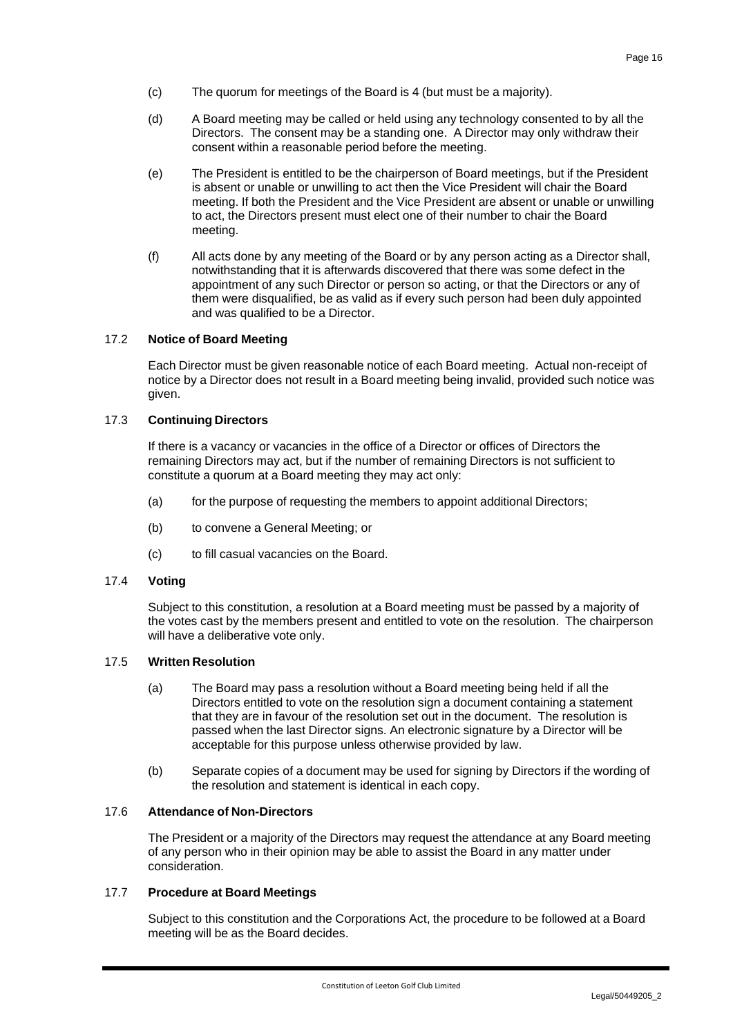(c) The quorum for meetings of the Board is 4 (but must be a majority).

(d) A Board meeting may be called or held using any technology consented to by all the Directors. The consent may be a standing one. A Director may only withdraw their consent within a reasonable period before the meeting.

(e) The President is entitled to be the chairperson of Board meetings, but if the President is absent or unable or unwilling to act then the Vice President will chair the Board meeting. If both the President and the Vice President are absent or unable or unwilling to act, the Directors present must elect one of their number to chair the Board meeting.

(f) All acts done by any meeting of the Board or by any person acting as a Director shall, notwithstanding that it is afterwards discovered that there was some defect in the appointment of any such Director or person so acting, or that the Directors or any of them were disqualified, be as valid as if every such person had been duly appointed and was qualified to be a Director.

### 17.2 Notice of Board Meeting

Each Director must be given reasonable notice of each Board meeting. Actual non-receipt of notice by a Director does not result in a Board meeting being invalid, provided such notice was given.

### 17.3 Continuing Directors

If there is a vacancy or vacancies in the office of a Director or offices of Directors the remaining Directors may act, but if the number of remaining Directors is not sufficient to constitute a quorum at a Board meeting they may act only:

(a) for the purpose of requesting the members to appoint additional Directors;

(b) to convene a General Meeting; or

(c) to fill casual vacancies on the Board.

### 17.4 Voting

Subject to this constitution, a resolution at a Board meeting must be passed by a majority of the votes cast by the members present and entitled to vote on the resolution. The chairperson will have a deliberative vote only.

### 17.5 Written Resolution

(a) The Board may pass a resolution without a Board meeting being held if all the Directors entitled to vote on the resolution sign a document containing a statement that they are in favour of the resolution set out in the document. The resolution is passed when the last Director signs. An electronic signature by a Director will be acceptable for this purpose unless otherwise provided by law.

(b) Separate copies of a document may be used for signing by Directors if the wording of the resolution and statement is identical in each copy.

### 17.6 Attendance of Non-Directors

The President or a majority of the Directors may request the attendance at any Board meeting of any person who in their opinion may be able to assist the Board in any matter under consideration.

### 17.7 Procedure at Board Meetings

Subject to this constitution and the Corporations Act, the procedure to be followed at a Board meeting will be as the Board decides.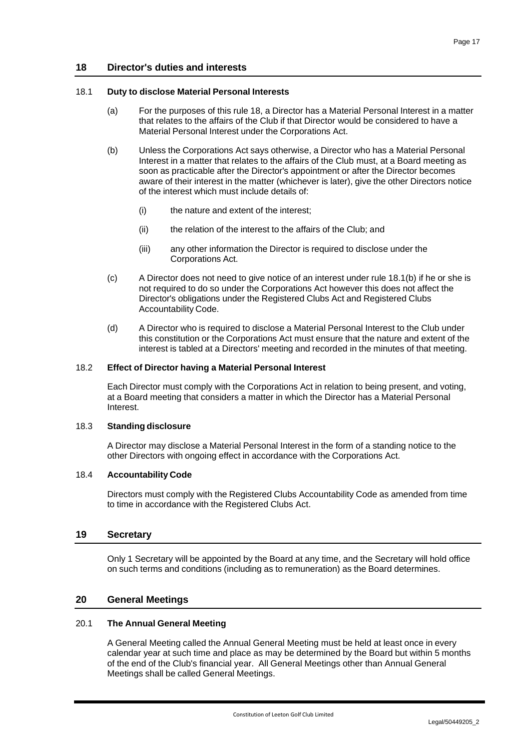## 18 Director's duties and interests

### 18.1 Duty to disclose Material Personal Interests

(a) For the purposes of this rule 18, a Director has a Material Personal Interest in a matter that relates to the affairs of the Club if that Director would be considered to have a Material Personal Interest under the Corporations Act.

(b) Unless the Corporations Act says otherwise, a Director who has a Material Personal Interest in a matter that relates to the affairs of the Club must, at a Board meeting as soon as practicable after the Director's appointment or after the Director becomes aware of their interest in the matter (whichever is later), give the other Directors notice of the interest which must include details of:

(i) the nature and extent of the interest;

(ii) the relation of the interest to the affairs of the Club; and

(iii) any other information the Director is required to disclose under the Corporations Act.

(c) A Director does not need to give notice of an interest under rule 18.1(b) if he or she is not required to do so under the Corporations Act however this does not affect the Director's obligations under the Registered Clubs Act and Registered Clubs Accountability Code.

(d) A Director who is required to disclose a Material Personal Interest to the Club under this constitution or the Corporations Act must ensure that the nature and extent of the interest is tabled at a Directors' meeting and recorded in the minutes of that meeting.

### 18.2 Effect of Director having a Material Personal Interest

Each Director must comply with the Corporations Act in relation to being present, and voting, at a Board meeting that considers a matter in which the Director has a Material Personal Interest.

### 18.3 Standing disclosure

A Director may disclose a Material Personal Interest in the form of a standing notice to the other Directors with ongoing effect in accordance with the Corporations Act.

### 18.4 Accountability Code

Directors must comply with the Registered Clubs Accountability Code as amended from time to time in accordance with the Registered Clubs Act.

## 19 Secretary

Only 1 Secretary will be appointed by the Board at any time, and the Secretary will hold office on such terms and conditions (including as to remuneration) as the Board determines.

## 20 General Meetings

### 20.1 The Annual General Meeting

A General Meeting called the Annual General Meeting must be held at least once in every calendar year at such time and place as may be determined by the Board but within 5 months of the end of the Club's financial year. All General Meetings other than Annual General Meetings shall be called General Meetings.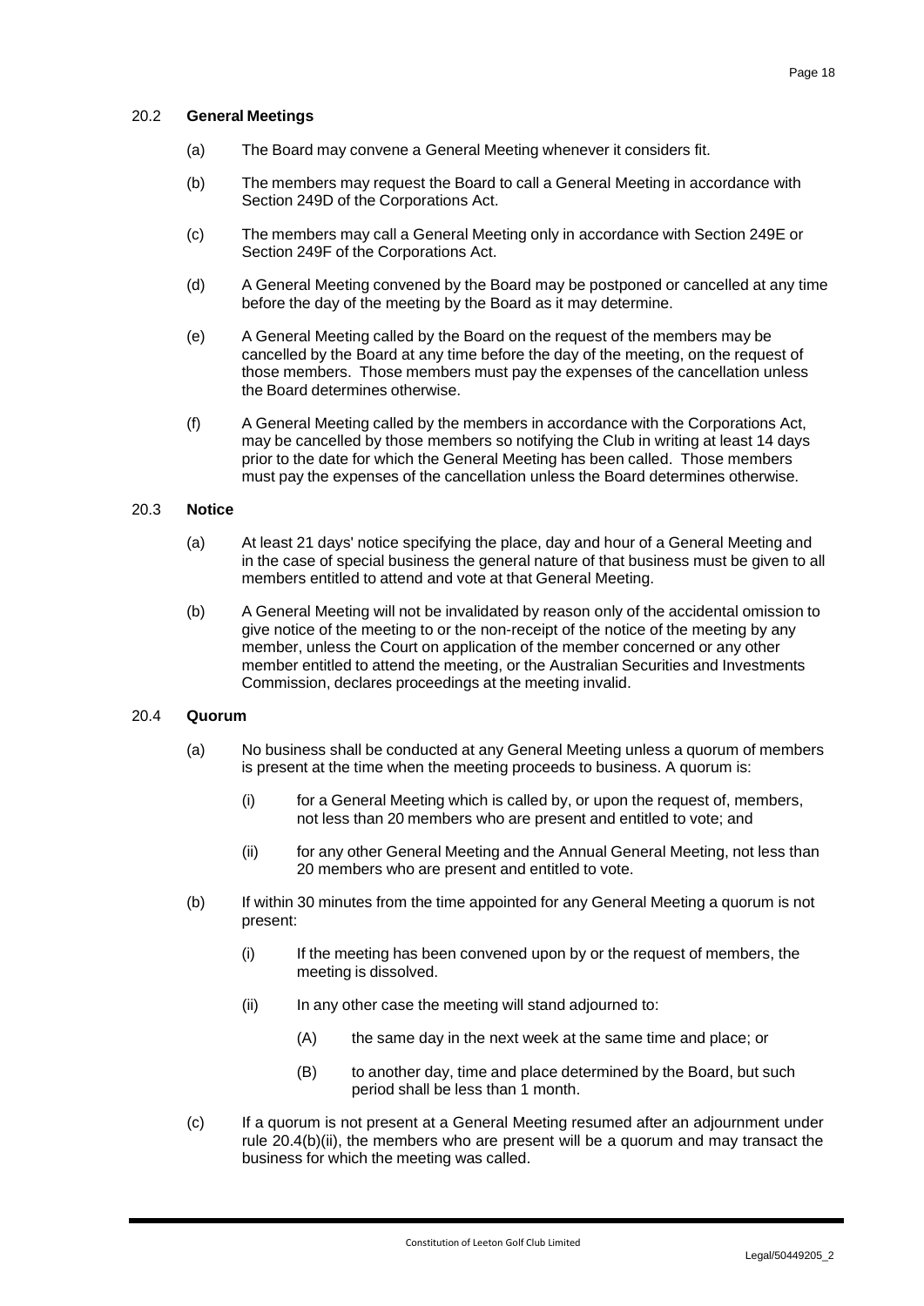### 20.2 **General Meetings**

(a) The Board may convene a General Meeting whenever it considers fit.

(b) The members may request the Board to call a General Meeting in accordance with Section 249D of the Corporations Act.

(c) The members may call a General Meeting only in accordance with Section 249E or Section 249F of the Corporations Act.

(d) A General Meeting convened by the Board may be postponed or cancelled at any time before the day of the meeting by the Board as it may determine.

(e) A General Meeting called by the Board on the request of the members may be cancelled by the Board at any time before the day of the meeting, on the request of those members. Those members must pay the expenses of the cancellation unless the Board determines otherwise.

(f) A General Meeting called by the members in accordance with the Corporations Act, may be cancelled by those members so notifying the Club in writing at least 14 days prior to the date for which the General Meeting has been called. Those members must pay the expenses of the cancellation unless the Board determines otherwise.

### 20.3 **Notice**

(a) At least 21 days' notice specifying the place, day and hour of a General Meeting and in the case of special business the general nature of that business must be given to all members entitled to attend and vote at that General Meeting.

(b) A General Meeting will not be invalidated by reason only of the accidental omission to give notice of the meeting to or the non-receipt of the notice of the meeting by any member, unless the Court on application of the member concerned or any other member entitled to attend the meeting, or the Australian Securities and Investments Commission, declares proceedings at the meeting invalid.

### 20.4 **Quorum**

(a) No business shall be conducted at any General Meeting unless a quorum of members is present at the time when the meeting proceeds to business. A quorum is:

  (i) for a General Meeting which is called by, or upon the request of, members, not less than 20 members who are present and entitled to vote; and

  (ii) for any other General Meeting and the Annual General Meeting, not less than 20 members who are present and entitled to vote.

(b) If within 30 minutes from the time appointed for any General Meeting a quorum is not present:

  (i) If the meeting has been convened upon by or the request of members, the meeting is dissolved.

  (ii) In any other case the meeting will stand adjourned to:

    (A) the same day in the next week at the same time and place; or

    (B) to another day, time and place determined by the Board, but such period shall be less than 1 month.

(c) If a quorum is not present at a General Meeting resumed after an adjournment under rule 20.4(b)(ii), the members who are present will be a quorum and may transact the business for which the meeting was called.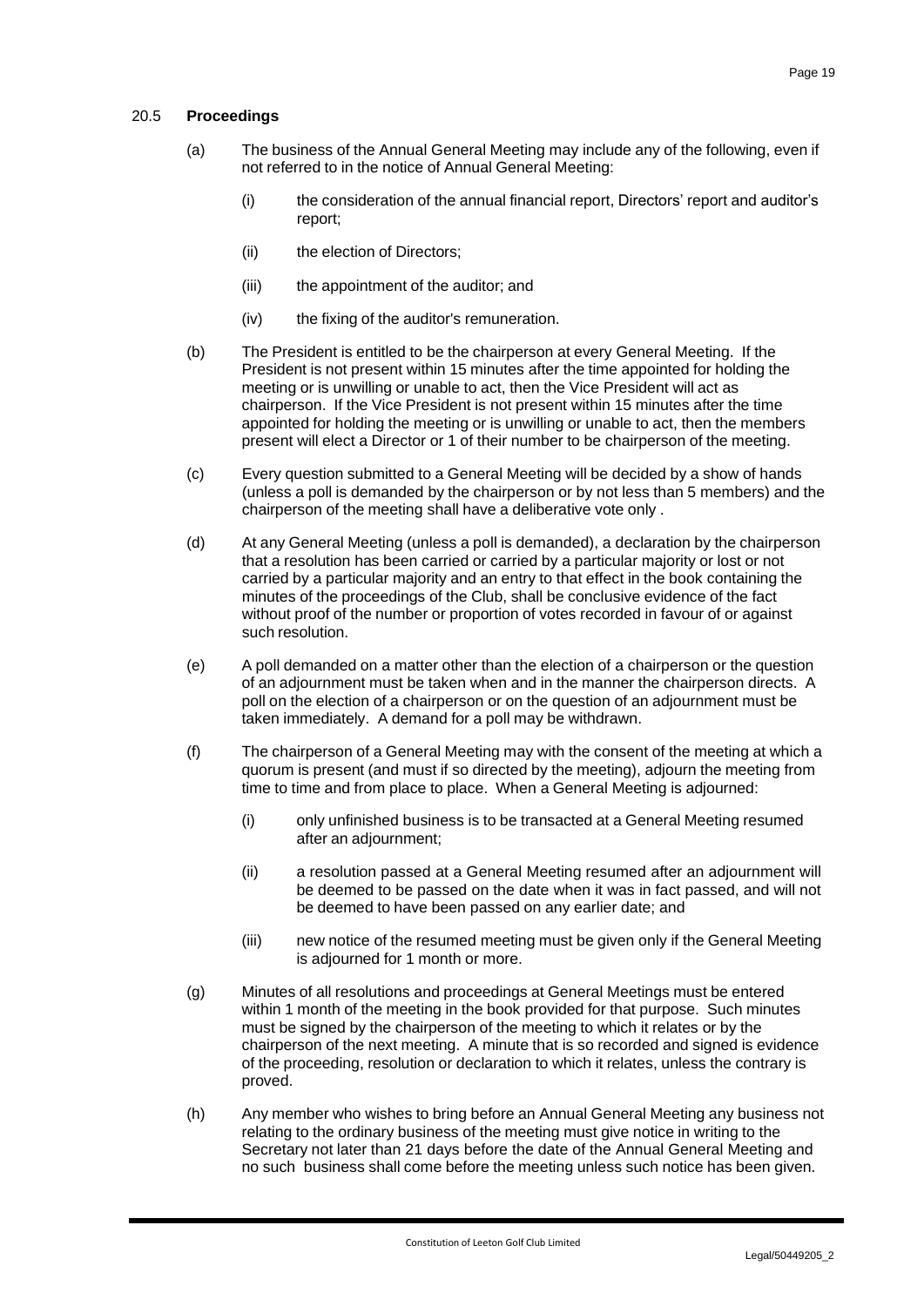### 20.5 **Proceedings**

(a) The business of the Annual General Meeting may include any of the following, even if not referred to in the notice of Annual General Meeting:

   (i) the consideration of the annual financial report, Directors' report and auditor's report;

   (ii) the election of Directors;

   (iii) the appointment of the auditor; and

   (iv) the fixing of the auditor's remuneration.

(b) The President is entitled to be the chairperson at every General Meeting. If the President is not present within 15 minutes after the time appointed for holding the meeting or is unwilling or unable to act, then the Vice President will act as chairperson. If the Vice President is not present within 15 minutes after the time appointed for holding the meeting or is unwilling or unable to act, then the members present will elect a Director or 1 of their number to be chairperson of the meeting.

(c) Every question submitted to a General Meeting will be decided by a show of hands (unless a poll is demanded by the chairperson or by not less than 5 members) and the chairperson of the meeting shall have a deliberative vote only .

(d) At any General Meeting (unless a poll is demanded), a declaration by the chairperson that a resolution has been carried or carried by a particular majority or lost or not carried by a particular majority and an entry to that effect in the book containing the minutes of the proceedings of the Club, shall be conclusive evidence of the fact without proof of the number or proportion of votes recorded in favour of or against such resolution.

(e) A poll demanded on a matter other than the election of a chairperson or the question of an adjournment must be taken when and in the manner the chairperson directs. A poll on the election of a chairperson or on the question of an adjournment must be taken immediately. A demand for a poll may be withdrawn.

(f) The chairperson of a General Meeting may with the consent of the meeting at which a quorum is present (and must if so directed by the meeting), adjourn the meeting from time to time and from place to place. When a General Meeting is adjourned:

   (i) only unfinished business is to be transacted at a General Meeting resumed after an adjournment;

   (ii) a resolution passed at a General Meeting resumed after an adjournment will be deemed to be passed on the date when it was in fact passed, and will not be deemed to have been passed on any earlier date; and

   (iii) new notice of the resumed meeting must be given only if the General Meeting is adjourned for 1 month or more.

(g) Minutes of all resolutions and proceedings at General Meetings must be entered within 1 month of the meeting in the book provided for that purpose. Such minutes must be signed by the chairperson of the meeting to which it relates or by the chairperson of the next meeting. A minute that is so recorded and signed is evidence of the proceeding, resolution or declaration to which it relates, unless the contrary is proved.

(h) Any member who wishes to bring before an Annual General Meeting any business not relating to the ordinary business of the meeting must give notice in writing to the Secretary not later than 21 days before the date of the Annual General Meeting and no such business shall come before the meeting unless such notice has been given.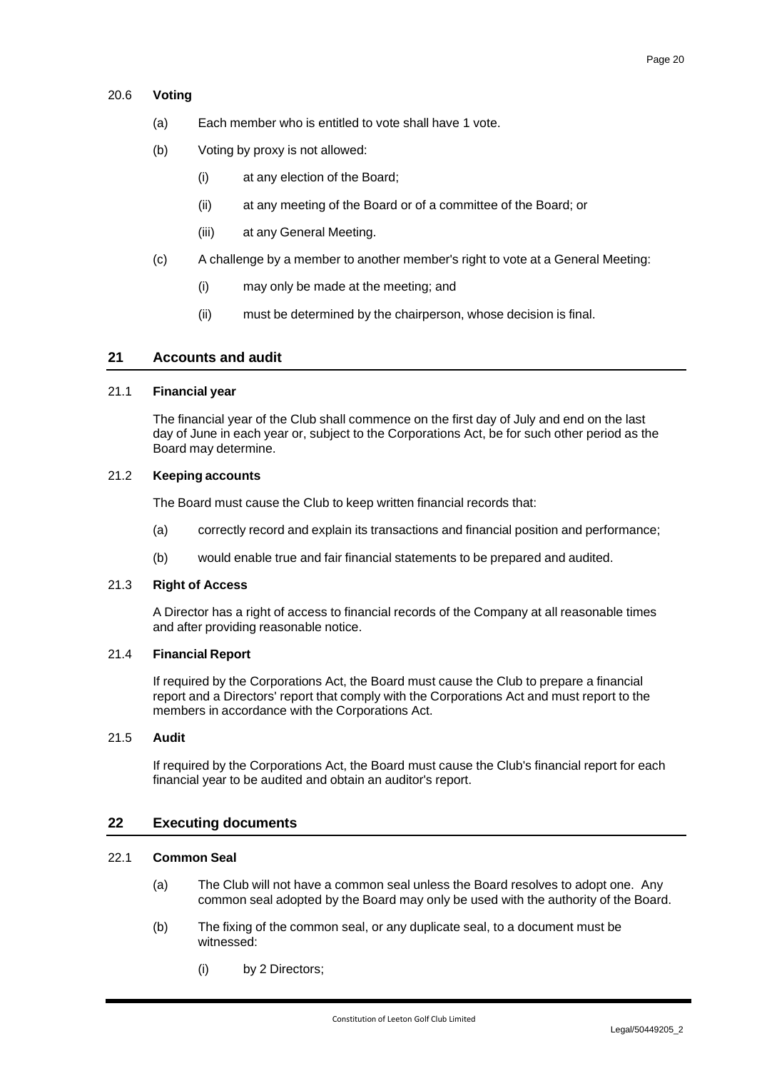### 20.6 Voting

(a) Each member who is entitled to vote shall have 1 vote.

(b) Voting by proxy is not allowed:

(i) at any election of the Board;

(ii) at any meeting of the Board or of a committee of the Board; or

(iii) at any General Meeting.

(c) A challenge by a member to another member's right to vote at a General Meeting:

(i) may only be made at the meeting; and

(ii) must be determined by the chairperson, whose decision is final.

## 21 Accounts and audit

### 21.1 Financial year

The financial year of the Club shall commence on the first day of July and end on the last day of June in each year or, subject to the Corporations Act, be for such other period as the Board may determine.

### 21.2 Keeping accounts

The Board must cause the Club to keep written financial records that:

(a) correctly record and explain its transactions and financial position and performance;

(b) would enable true and fair financial statements to be prepared and audited.

### 21.3 Right of Access

A Director has a right of access to financial records of the Company at all reasonable times and after providing reasonable notice.

### 21.4 Financial Report

If required by the Corporations Act, the Board must cause the Club to prepare a financial report and a Directors' report that comply with the Corporations Act and must report to the members in accordance with the Corporations Act.

### 21.5 Audit

If required by the Corporations Act, the Board must cause the Club's financial report for each financial year to be audited and obtain an auditor's report.

## 22 Executing documents

### 22.1 Common Seal

(a) The Club will not have a common seal unless the Board resolves to adopt one. Any common seal adopted by the Board may only be used with the authority of the Board.

(b) The fixing of the common seal, or any duplicate seal, to a document must be witnessed:

(i) by 2 Directors;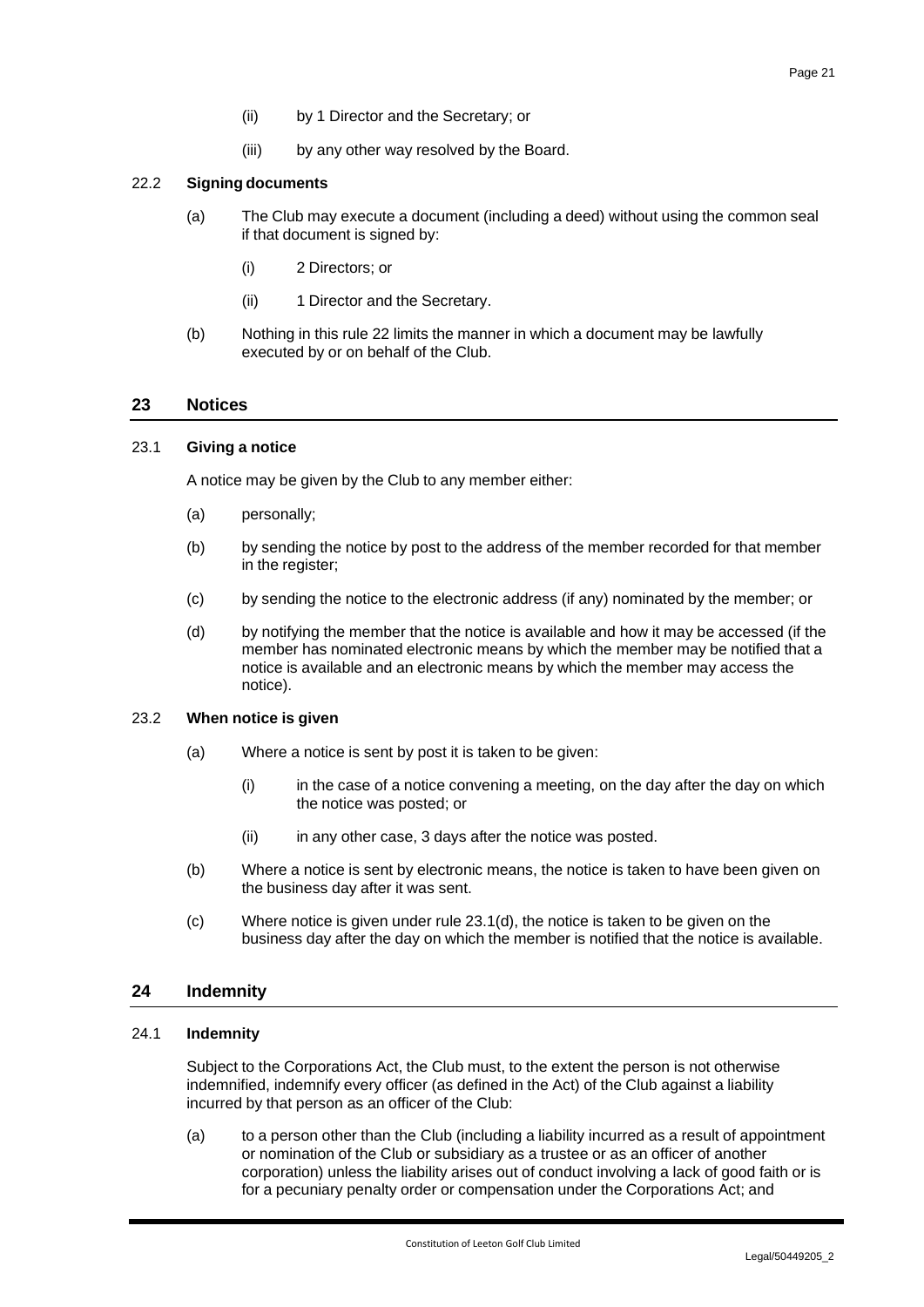(ii) by 1 Director and the Secretary; or

(iii) by any other way resolved by the Board.

### 22.2 Signing documents

(a) The Club may execute a document (including a deed) without using the common seal if that document is signed by:

(i) 2 Directors; or

(ii) 1 Director and the Secretary.

(b) Nothing in this rule 22 limits the manner in which a document may be lawfully executed by or on behalf of the Club.

## 23 Notices

### 23.1 Giving a notice

A notice may be given by the Club to any member either:

(a) personally;

(b) by sending the notice by post to the address of the member recorded for that member in the register;

(c) by sending the notice to the electronic address (if any) nominated by the member; or

(d) by notifying the member that the notice is available and how it may be accessed (if the member has nominated electronic means by which the member may be notified that a notice is available and an electronic means by which the member may access the notice).

### 23.2 When notice is given

(a) Where a notice is sent by post it is taken to be given:

(i) in the case of a notice convening a meeting, on the day after the day on which the notice was posted; or

(ii) in any other case, 3 days after the notice was posted.

(b) Where a notice is sent by electronic means, the notice is taken to have been given on the business day after it was sent.

(c) Where notice is given under rule 23.1(d), the notice is taken to be given on the business day after the day on which the member is notified that the notice is available.

## 24 Indemnity

### 24.1 Indemnity

Subject to the Corporations Act, the Club must, to the extent the person is not otherwise indemnified, indemnify every officer (as defined in the Act) of the Club against a liability incurred by that person as an officer of the Club:

(a) to a person other than the Club (including a liability incurred as a result of appointment or nomination of the Club or subsidiary as a trustee or as an officer of another corporation) unless the liability arises out of conduct involving a lack of good faith or is for a pecuniary penalty order or compensation under the Corporations Act; and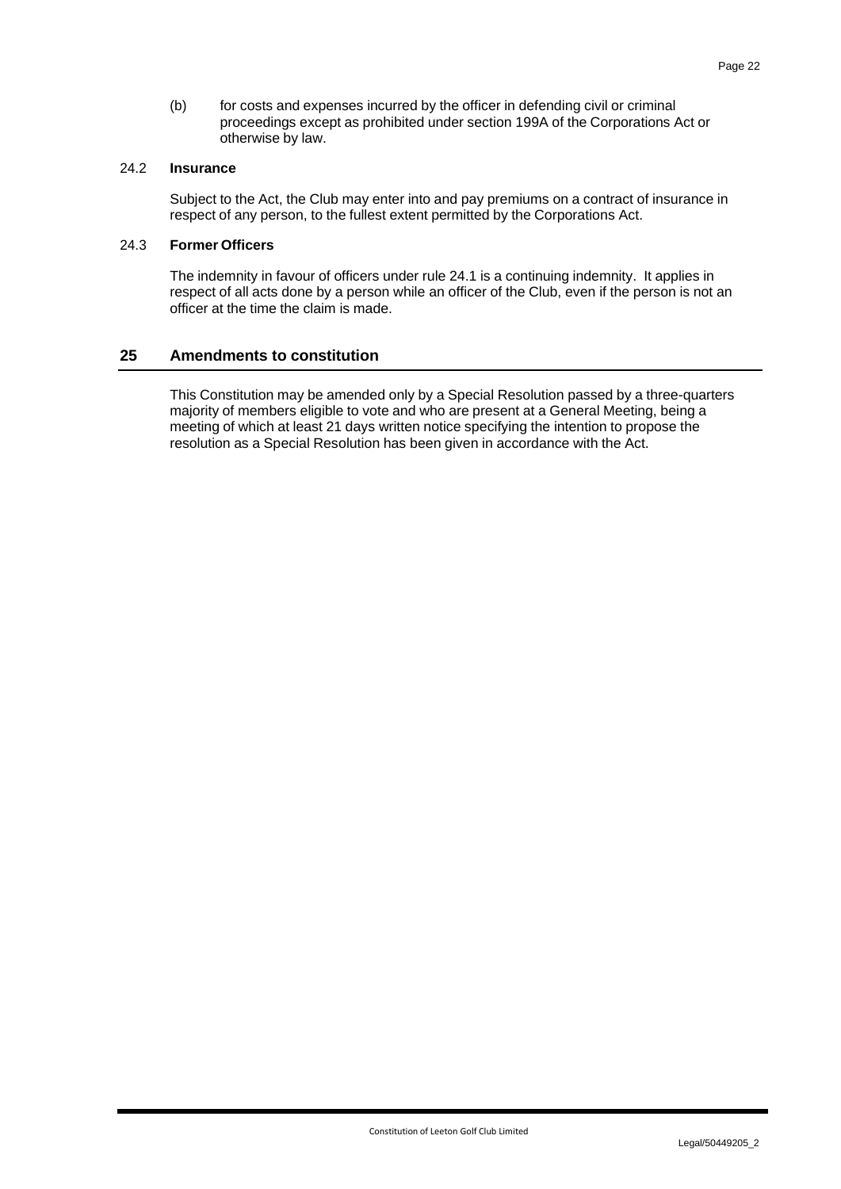(b) for costs and expenses incurred by the officer in defending civil or criminal proceedings except as prohibited under section 199A of the Corporations Act or otherwise by law.

### 24.2 Insurance

Subject to the Act, the Club may enter into and pay premiums on a contract of insurance in respect of any person, to the fullest extent permitted by the Corporations Act.

### 24.3 Former Officers

The indemnity in favour of officers under rule 24.1 is a continuing indemnity. It applies in respect of all acts done by a person while an officer of the Club, even if the person is not an officer at the time the claim is made.

## 25 Amendments to constitution

This Constitution may be amended only by a Special Resolution passed by a three-quarters majority of members eligible to vote and who are present at a General Meeting, being a meeting of which at least 21 days written notice specifying the intention to propose the resolution as a Special Resolution has been given in accordance with the Act.